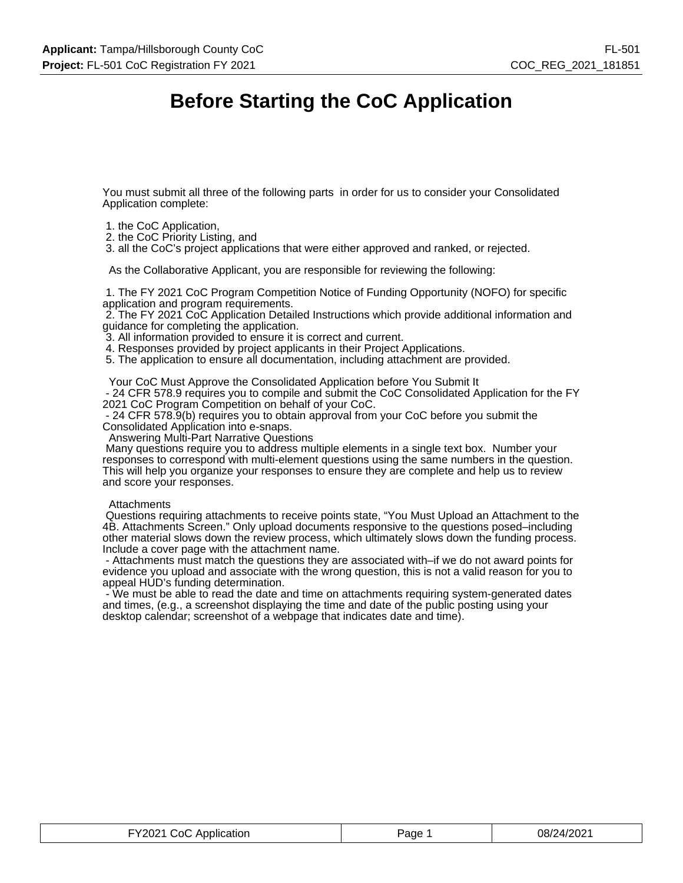# Before Starting the CoC Application

You must submit all three of the following parts in order for us to consider your Consolidated Application complete:

1. the CoC Application,
2. the CoC Priority Listing, and
3. all the CoC's project applications that were either approved and ranked, or rejected.

As the Collaborative Applicant, you are responsible for reviewing the following:

1. The FY 2021 CoC Program Competition Notice of Funding Opportunity (NOFO) for specific application and program requirements.
2. The FY 2021 CoC Application Detailed Instructions which provide additional information and guidance for completing the application.
3. All information provided to ensure it is correct and current.
4. Responses provided by project applicants in their Project Applications.
5. The application to ensure all documentation, including attachment are provided.

Your CoC Must Approve the Consolidated Application before You Submit It

- 24 CFR 578.9 requires you to compile and submit the CoC Consolidated Application for the FY 2021 CoC Program Competition on behalf of your CoC.
- 24 CFR 578.9(b) requires you to obtain approval from your CoC before you submit the Consolidated Application into e-snaps.

Answering Multi-Part Narrative Questions

Many questions require you to address multiple elements in a single text box. Number your responses to correspond with multi-element questions using the same numbers in the question. This will help you organize your responses to ensure they are complete and help us to review and score your responses.

Attachments

Questions requiring attachments to receive points state, "You Must Upload an Attachment to the 4B. Attachments Screen." Only upload documents responsive to the questions posed–including other material slows down the review process, which ultimately slows down the funding process. Include a cover page with the attachment name.

- Attachments must match the questions they are associated with–if we do not award points for evidence you upload and associate with the wrong question, this is not a valid reason for you to appeal HUD's funding determination.
- We must be able to read the date and time on attachments requiring system-generated dates and times, (e.g., a screenshot displaying the time and date of the public posting using your desktop calendar; screenshot of a webpage that indicates date and time).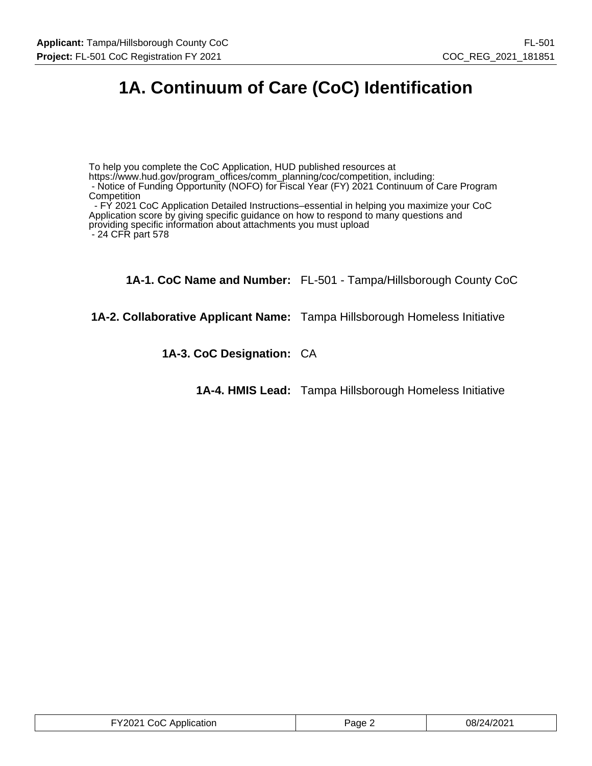# 1A. Continuum of Care (CoC) Identification

To help you complete the CoC Application, HUD published resources at https://www.hud.gov/program_offices/comm_planning/coc/competition, including:
- Notice of Funding Opportunity (NOFO) for Fiscal Year (FY) 2021 Continuum of Care Program Competition
- FY 2021 CoC Application Detailed Instructions–essential in helping you maximize your CoC Application score by giving specific guidance on how to respond to many questions and providing specific information about attachments you must upload
- 24 CFR part 578

**1A-1. CoC Name and Number:** FL-501 - Tampa/Hillsborough County CoC

**1A-2. Collaborative Applicant Name:** Tampa Hillsborough Homeless Initiative

**1A-3. CoC Designation:** CA

**1A-4. HMIS Lead:** Tampa Hillsborough Homeless Initiative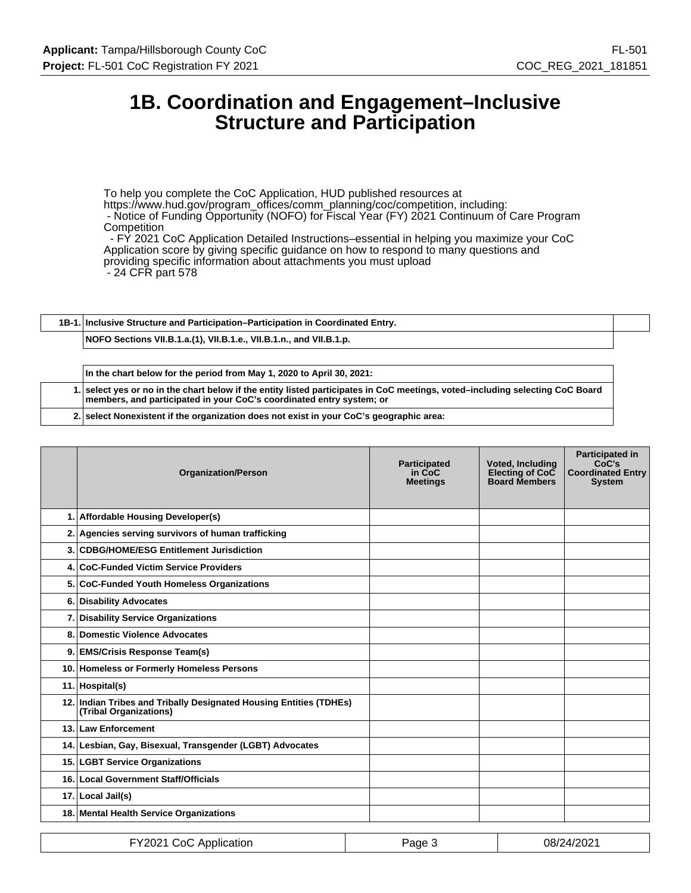# 1B. Coordination and Engagement–Inclusive Structure and Participation

To help you complete the CoC Application, HUD published resources at https://www.hud.gov/program_offices/comm_planning/coc/competition, including:
- Notice of Funding Opportunity (NOFO) for Fiscal Year (FY) 2021 Continuum of Care Program Competition
- FY 2021 CoC Application Detailed Instructions–essential in helping you maximize your CoC Application score by giving specific guidance on how to respond to many questions and providing specific information about attachments you must upload
- 24 CFR part 578

| 1B-1. | Inclusive Structure and Participation–Participation in Coordinated Entry. |
|---|---|
| | NOFO Sections VII.B.1.a.(1), VII.B.1.e., VII.B.1.n., and VII.B.1.p. |

| | In the chart below for the period from May 1, 2020 to April 30, 2021: |
|---|---|
| 1. | select yes or no in the chart below if the entity listed participates in CoC meetings, voted–including selecting CoC Board members, and participated in your CoC's coordinated entry system; or |
| 2. | select Nonexistent if the organization does not exist in your CoC's geographic area: |

| | Organization/Person | Participated in CoC Meetings | Voted, Including Electing of CoC Board Members | Participated in CoC's Coordinated Entry System |
|---|---|---|---|---|
| 1. | Affordable Housing Developer(s) | | | |
| 2. | Agencies serving survivors of human trafficking | | | |
| 3. | CDBG/HOME/ESG Entitlement Jurisdiction | | | |
| 4. | CoC-Funded Victim Service Providers | | | |
| 5. | CoC-Funded Youth Homeless Organizations | | | |
| 6. | Disability Advocates | | | |
| 7. | Disability Service Organizations | | | |
| 8. | Domestic Violence Advocates | | | |
| 9. | EMS/Crisis Response Team(s) | | | |
| 10. | Homeless or Formerly Homeless Persons | | | |
| 11. | Hospital(s) | | | |
| 12. | Indian Tribes and Tribally Designated Housing Entities (TDHEs) (Tribal Organizations) | | | |
| 13. | Law Enforcement | | | |
| 14. | Lesbian, Gay, Bisexual, Transgender (LGBT) Advocates | | | |
| 15. | LGBT Service Organizations | | | |
| 16. | Local Government Staff/Officials | | | |
| 17. | Local Jail(s) | | | |
| 18. | Mental Health Service Organizations | | | |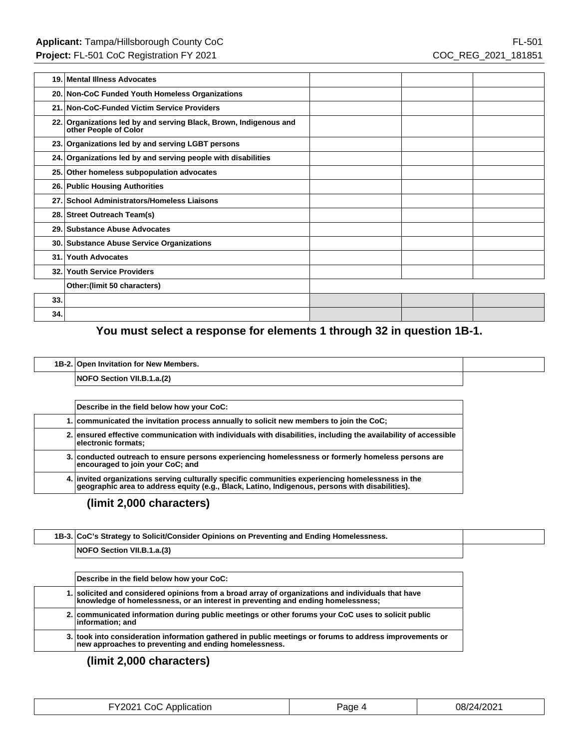| | | | | |
|---|---|---|---|---|
| 19. | Mental Illness Advocates | | | |
| 20. | Non-CoC Funded Youth Homeless Organizations | | | |
| 21. | Non-CoC-Funded Victim Service Providers | | | |
| 22. | Organizations led by and serving Black, Brown, Indigenous and other People of Color | | | |
| 23. | Organizations led by and serving LGBT persons | | | |
| 24. | Organizations led by and serving people with disabilities | | | |
| 25. | Other homeless subpopulation advocates | | | |
| 26. | Public Housing Authorities | | | |
| 27. | School Administrators/Homeless Liaisons | | | |
| 28. | Street Outreach Team(s) | | | |
| 29. | Substance Abuse Advocates | | | |
| 30. | Substance Abuse Service Organizations | | | |
| 31. | Youth Advocates | | | |
| 32. | Youth Service Providers | | | |
| | Other:(limit 50 characters) | | | |
| 33. | | | | |
| 34. | | | | |

**You must select a response for elements 1 through 32 in question 1B-1.**

| | | |
|---|---|---|
| 1B-2. | Open Invitation for New Members. | |
| | NOFO Section VII.B.1.a.(2) | |

| | |
|---|---|
| | Describe in the field below how your CoC: |
| 1. | communicated the invitation process annually to solicit new members to join the CoC; |
| 2. | ensured effective communication with individuals with disabilities, including the availability of accessible electronic formats; |
| 3. | conducted outreach to ensure persons experiencing homelessness or formerly homeless persons are encouraged to join your CoC; and |
| 4. | invited organizations serving culturally specific communities experiencing homelessness in the geographic area to address equity (e.g., Black, Latino, Indigenous, persons with disabilities). |

**(limit 2,000 characters)**

| | | |
|---|---|---|
| 1B-3. | CoC's Strategy to Solicit/Consider Opinions on Preventing and Ending Homelessness. | |
| | NOFO Section VII.B.1.a.(3) | |

| | |
|---|---|
| | Describe in the field below how your CoC: |
| 1. | solicited and considered opinions from a broad array of organizations and individuals that have knowledge of homelessness, or an interest in preventing and ending homelessness; |
| 2. | communicated information during public meetings or other forums your CoC uses to solicit public information; and |
| 3. | took into consideration information gathered in public meetings or forums to address improvements or new approaches to preventing and ending homelessness. |

**(limit 2,000 characters)**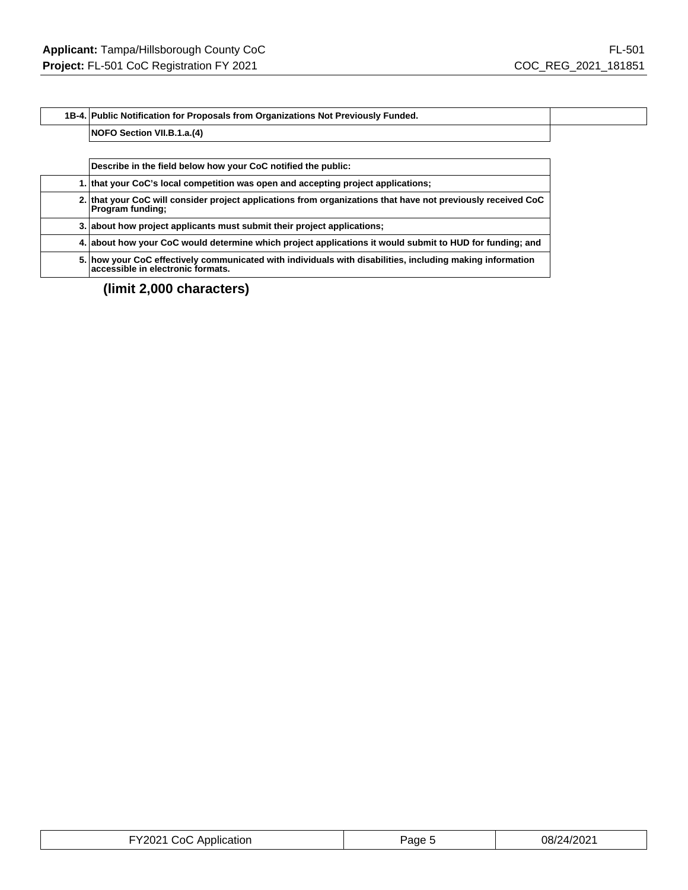| 1B-4. | Public Notification for Proposals from Organizations Not Previously Funded. |
|---|---|
| | NOFO Section VII.B.1.a.(4) |

| | Describe in the field below how your CoC notified the public: |
|---|---|
| 1. | that your CoC's local competition was open and accepting project applications; |
| 2. | that your CoC will consider project applications from organizations that have not previously received CoC Program funding; |
| 3. | about how project applicants must submit their project applications; |
| 4. | about how your CoC would determine which project applications it would submit to HUD for funding; and |
| 5. | how your CoC effectively communicated with individuals with disabilities, including making information accessible in electronic formats. |

**(limit 2,000 characters)**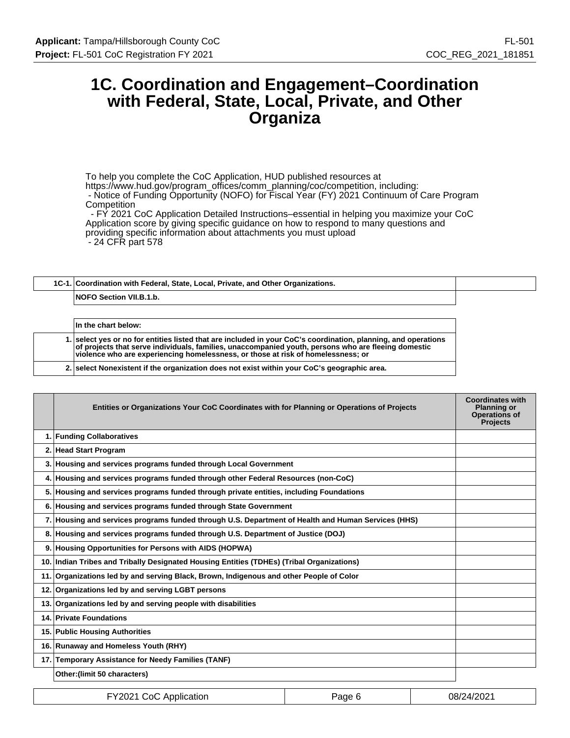# 1C. Coordination and Engagement–Coordination with Federal, State, Local, Private, and Other Organiza

To help you complete the CoC Application, HUD published resources at https://www.hud.gov/program_offices/comm_planning/coc/competition, including:
 - Notice of Funding Opportunity (NOFO) for Fiscal Year (FY) 2021 Continuum of Care Program Competition
 - FY 2021 CoC Application Detailed Instructions–essential in helping you maximize your CoC Application score by giving specific guidance on how to respond to many questions and providing specific information about attachments you must upload
 - 24 CFR part 578

| 1C-1. | Coordination with Federal, State, Local, Private, and Other Organizations. | |
|---|---|---|
| | NOFO Section VII.B.1.b. | |

| | In the chart below: |
|---|---|
| 1. | select yes or no for entities listed that are included in your CoC's coordination, planning, and operations of projects that serve individuals, families, unaccompanied youth, persons who are fleeing domestic violence who are experiencing homelessness, or those at risk of homelessness; or |
| 2. | select Nonexistent if the organization does not exist within your CoC's geographic area. |

| | Entities or Organizations Your CoC Coordinates with for Planning or Operations of Projects | Coordinates with Planning or Operations of Projects |
|---|---|---|
| 1. | Funding Collaboratives | |
| 2. | Head Start Program | |
| 3. | Housing and services programs funded through Local Government | |
| 4. | Housing and services programs funded through other Federal Resources (non-CoC) | |
| 5. | Housing and services programs funded through private entities, including Foundations | |
| 6. | Housing and services programs funded through State Government | |
| 7. | Housing and services programs funded through U.S. Department of Health and Human Services (HHS) | |
| 8. | Housing and services programs funded through U.S. Department of Justice (DOJ) | |
| 9. | Housing Opportunities for Persons with AIDS (HOPWA) | |
| 10. | Indian Tribes and Tribally Designated Housing Entities (TDHEs) (Tribal Organizations) | |
| 11. | Organizations led by and serving Black, Brown, Indigenous and other People of Color | |
| 12. | Organizations led by and serving LGBT persons | |
| 13. | Organizations led by and serving people with disabilities | |
| 14. | Private Foundations | |
| 15. | Public Housing Authorities | |
| 16. | Runaway and Homeless Youth (RHY) | |
| 17. | Temporary Assistance for Needy Families (TANF) | |
| | Other:(limit 50 characters) | |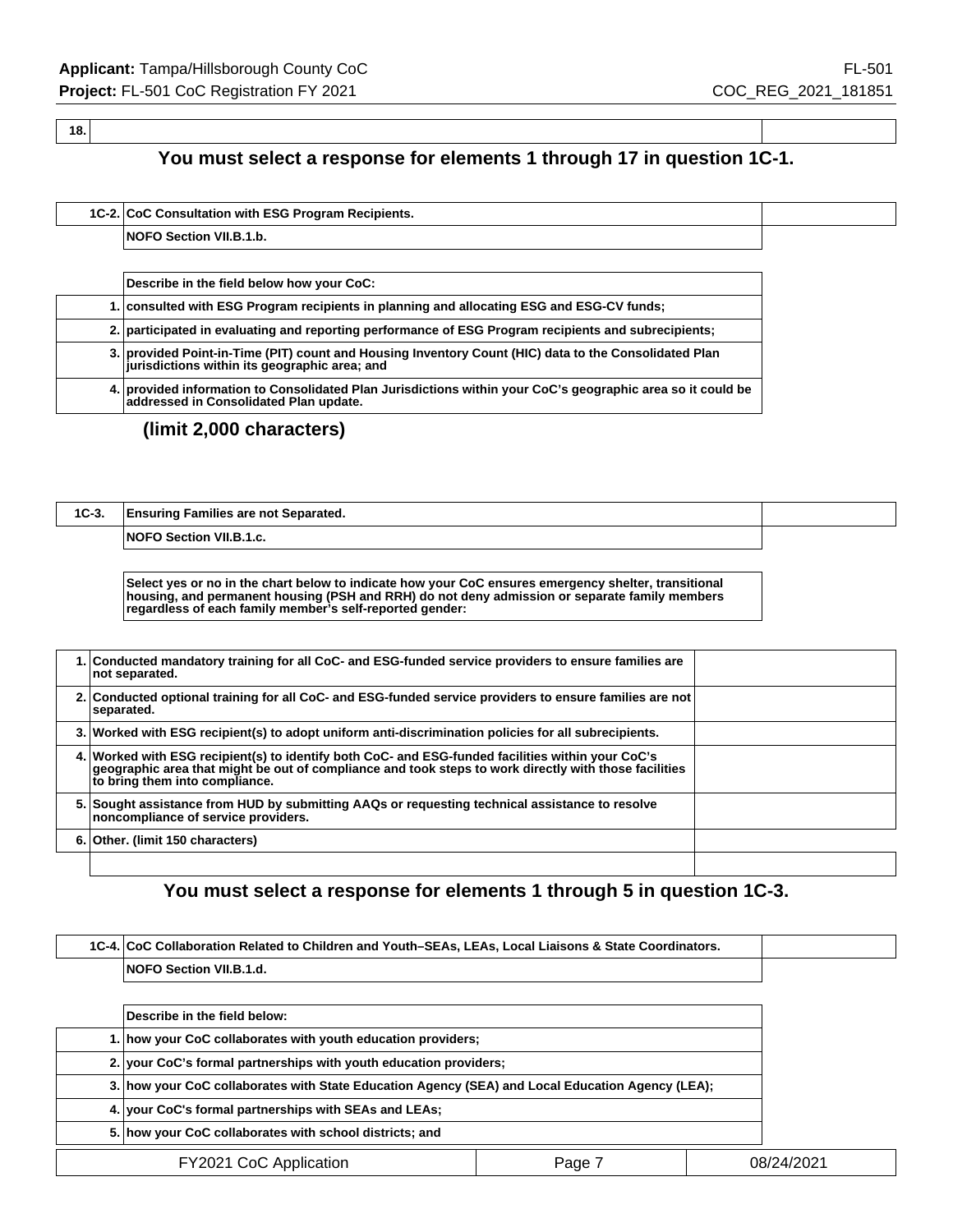| 18. | | |
|---|---|---|

**You must select a response for elements 1 through 17 in question 1C-1.**

| 1C-2. | CoC Consultation with ESG Program Recipients. |
|---|---|
| | NOFO Section VII.B.1.b. |

| | Describe in the field below how your CoC: |
|---|---|
| 1. | consulted with ESG Program recipients in planning and allocating ESG and ESG-CV funds; |
| 2. | participated in evaluating and reporting performance of ESG Program recipients and subrecipients; |
| 3. | provided Point-in-Time (PIT) count and Housing Inventory Count (HIC) data to the Consolidated Plan jurisdictions within its geographic area; and |
| 4. | provided information to Consolidated Plan Jurisdictions within your CoC's geographic area so it could be addressed in Consolidated Plan update. |

**(limit 2,000 characters)**

| 1C-3. | Ensuring Families are not Separated. |
|---|---|
| | NOFO Section VII.B.1.c. |

**Select yes or no in the chart below to indicate how your CoC ensures emergency shelter, transitional housing, and permanent housing (PSH and RRH) do not deny admission or separate family members regardless of each family member's self-reported gender:**

| | | |
|---|---|---|
| 1. | Conducted mandatory training for all CoC- and ESG-funded service providers to ensure families are not separated. | |
| 2. | Conducted optional training for all CoC- and ESG-funded service providers to ensure families are not separated. | |
| 3. | Worked with ESG recipient(s) to adopt uniform anti-discrimination policies for all subrecipients. | |
| 4. | Worked with ESG recipient(s) to identify both CoC- and ESG-funded facilities within your CoC's geographic area that might be out of compliance and took steps to work directly with those facilities to bring them into compliance. | |
| 5. | Sought assistance from HUD by submitting AAQs or requesting technical assistance to resolve noncompliance of service providers. | |
| 6. | Other. (limit 150 characters) | |
| | | |

**You must select a response for elements 1 through 5 in question 1C-3.**

| 1C-4. | CoC Collaboration Related to Children and Youth–SEAs, LEAs, Local Liaisons & State Coordinators. |
|---|---|
| | NOFO Section VII.B.1.d. |

| | Describe in the field below: |
|---|---|
| 1. | how your CoC collaborates with youth education providers; |
| 2. | your CoC's formal partnerships with youth education providers; |
| 3. | how your CoC collaborates with State Education Agency (SEA) and Local Education Agency (LEA); |
| 4. | your CoC's formal partnerships with SEAs and LEAs; |
| 5. | how your CoC collaborates with school districts; and |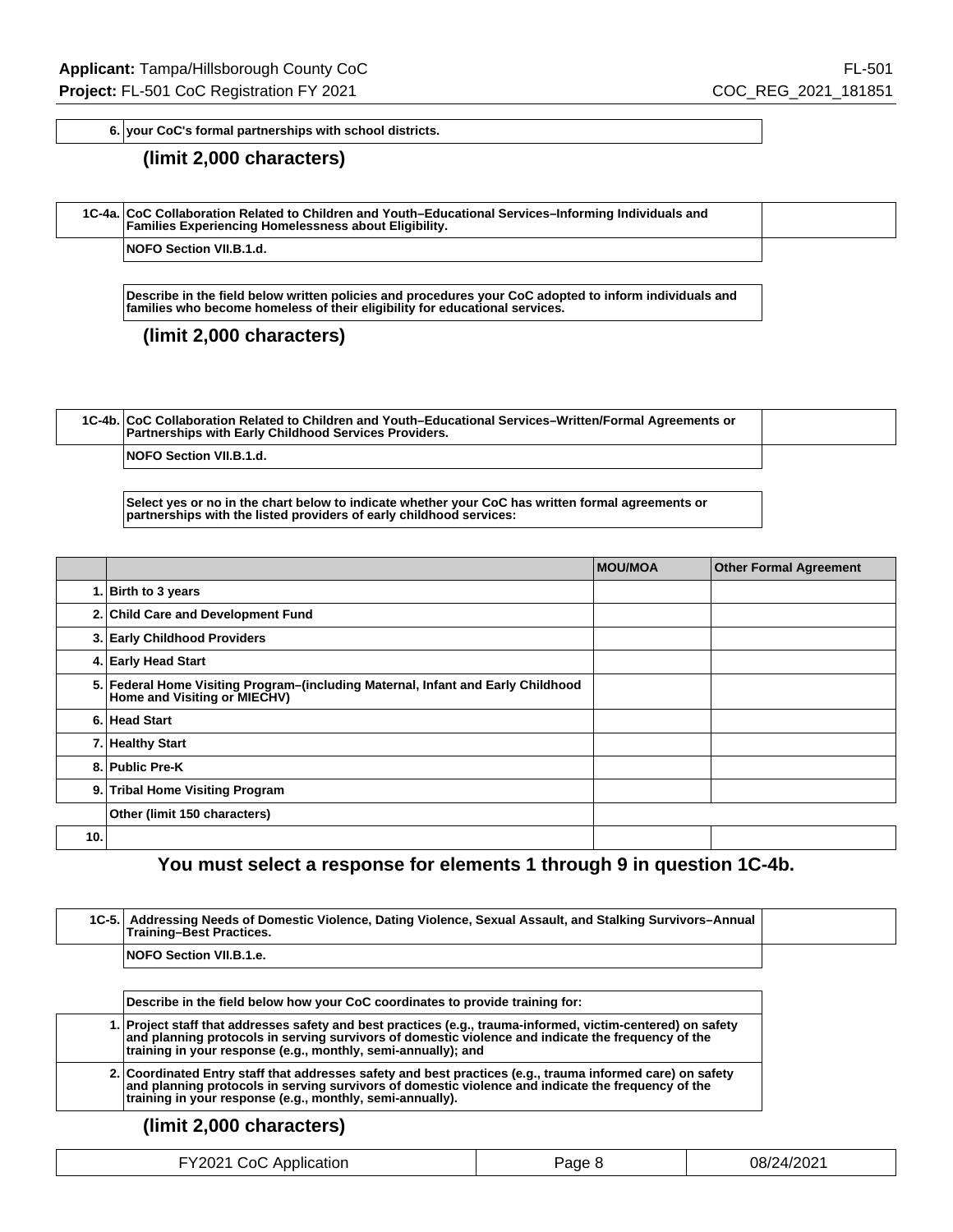| 6. | your CoC's formal partnerships with school districts. |
|---|---|

**(limit 2,000 characters)**

| 1C-4a. | CoC Collaboration Related to Children and Youth–Educational Services–Informing Individuals and Families Experiencing Homelessness about Eligibility. |
|---|---|
| | NOFO Section VII.B.1.d. |

**Describe in the field below written policies and procedures your CoC adopted to inform individuals and families who become homeless of their eligibility for educational services.**

**(limit 2,000 characters)**

| 1C-4b. | CoC Collaboration Related to Children and Youth–Educational Services–Written/Formal Agreements or Partnerships with Early Childhood Services Providers. |
|---|---|
| | NOFO Section VII.B.1.d. |

**Select yes or no in the chart below to indicate whether your CoC has written formal agreements or partnerships with the listed providers of early childhood services:**

| | | MOU/MOA | Other Formal Agreement |
|---|---|---|---|
| 1. | Birth to 3 years | | |
| 2. | Child Care and Development Fund | | |
| 3. | Early Childhood Providers | | |
| 4. | Early Head Start | | |
| 5. | Federal Home Visiting Program–(including Maternal, Infant and Early Childhood Home and Visiting or MIECHV) | | |
| 6. | Head Start | | |
| 7. | Healthy Start | | |
| 8. | Public Pre-K | | |
| 9. | Tribal Home Visiting Program | | |
| | Other (limit 150 characters) | | |
| 10. | | | |

**You must select a response for elements 1 through 9 in question 1C-4b.**

| 1C-5. | Addressing Needs of Domestic Violence, Dating Violence, Sexual Assault, and Stalking Survivors–Annual Training–Best Practices. |
|---|---|
| | NOFO Section VII.B.1.e. |

**Describe in the field below how your CoC coordinates to provide training for:**

| 1. | Project staff that addresses safety and best practices (e.g., trauma-informed, victim-centered) on safety and planning protocols in serving survivors of domestic violence and indicate the frequency of the training in your response (e.g., monthly, semi-annually); and |
|---|---|
| 2. | Coordinated Entry staff that addresses safety and best practices (e.g., trauma informed care) on safety and planning protocols in serving survivors of domestic violence and indicate the frequency of the training in your response (e.g., monthly, semi-annually). |

**(limit 2,000 characters)**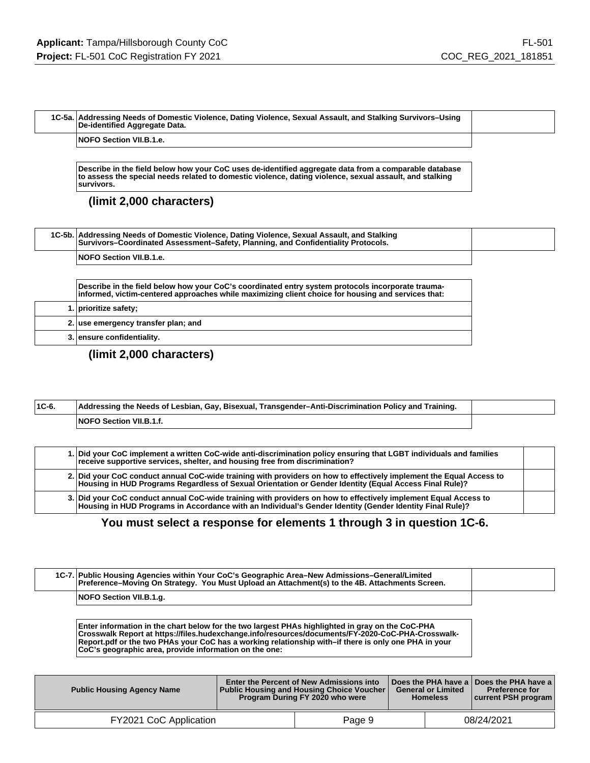| 1C-5a. | Addressing Needs of Domestic Violence, Dating Violence, Sexual Assault, and Stalking Survivors–Using De-identified Aggregate Data. | |
|---|---|---|
| | NOFO Section VII.B.1.e. | |

Describe in the field below how your CoC uses de-identified aggregate data from a comparable database to assess the special needs related to domestic violence, dating violence, sexual assault, and stalking survivors.

**(limit 2,000 characters)**

| 1C-5b. | Addressing Needs of Domestic Violence, Dating Violence, Sexual Assault, and Stalking Survivors–Coordinated Assessment–Safety, Planning, and Confidentiality Protocols. | |
|---|---|---|
| | NOFO Section VII.B.1.e. | |

Describe in the field below how your CoC's coordinated entry system protocols incorporate trauma-informed, victim-centered approaches while maximizing client choice for housing and services that:

| | |
|---|---|
| 1. | prioritize safety; |
| 2. | use emergency transfer plan; and |
| 3. | ensure confidentiality. |

**(limit 2,000 characters)**

| 1C-6. | Addressing the Needs of Lesbian, Gay, Bisexual, Transgender–Anti-Discrimination Policy and Training. | |
|---|---|---|
| | NOFO Section VII.B.1.f. | |

| | | |
|---|---|---|
| 1. | Did your CoC implement a written CoC-wide anti-discrimination policy ensuring that LGBT individuals and families receive supportive services, shelter, and housing free from discrimination? | |
| 2. | Did your CoC conduct annual CoC-wide training with providers on how to effectively implement the Equal Access to Housing in HUD Programs Regardless of Sexual Orientation or Gender Identity (Equal Access Final Rule)? | |
| 3. | Did your CoC conduct annual CoC-wide training with providers on how to effectively implement Equal Access to Housing in HUD Programs in Accordance with an Individual's Gender Identity (Gender Identity Final Rule)? | |

**You must select a response for elements 1 through 3 in question 1C-6.**

| 1C-7. | Public Housing Agencies within Your CoC's Geographic Area–New Admissions–General/Limited Preference–Moving On Strategy. You Must Upload an Attachment(s) to the 4B. Attachments Screen. | |
|---|---|---|
| | NOFO Section VII.B.1.g. | |

Enter information in the chart below for the two largest PHAs highlighted in gray on the CoC-PHA Crosswalk Report at https://files.hudexchange.info/resources/documents/FY-2020-CoC-PHA-Crosswalk-Report.pdf or the two PHAs your CoC has a working relationship with–if there is only one PHA in your CoC's geographic area, provide information on the one:

| Public Housing Agency Name | Enter the Percent of New Admissions into Public Housing and Housing Choice Voucher Program During FY 2020 who were | Does the PHA have a General or Limited Homeless | Does the PHA have a Preference for current PSH program |
|---|---|---|---|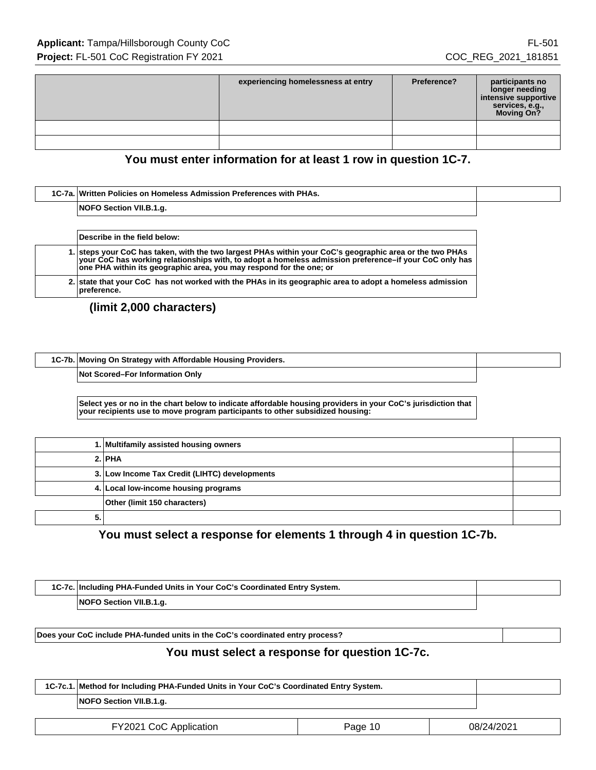| | experiencing homelessness at entry | Preference? | participants no longer needing intensive supportive services, e.g., Moving On? |
|---|---|---|---|
| | | | |
| | | | |

**You must enter information for at least 1 row in question 1C-7.**

| 1C-7a. | Written Policies on Homeless Admission Preferences with PHAs. | |
|---|---|---|
| | NOFO Section VII.B.1.g. | |

| | Describe in the field below: |
|---|---|
| 1. | steps your CoC has taken, with the two largest PHAs within your CoC's geographic area or the two PHAs your CoC has working relationships with, to adopt a homeless admission preference–if your CoC only has one PHA within its geographic area, you may respond for the one; or |
| 2. | state that your CoC has not worked with the PHAs in its geographic area to adopt a homeless admission preference. |

**(limit 2,000 characters)**

| 1C-7b. | Moving On Strategy with Affordable Housing Providers. | |
|---|---|---|
| | Not Scored–For Information Only | |

**Select yes or no in the chart below to indicate affordable housing providers in your CoC's jurisdiction that your recipients use to move program participants to other subsidized housing:**

| | | |
|---|---|---|
| 1. | Multifamily assisted housing owners | |
| 2. | PHA | |
| 3. | Low Income Tax Credit (LIHTC) developments | |
| 4. | Local low-income housing programs | |
| | Other (limit 150 characters) | |
| 5. | | |

**You must select a response for elements 1 through 4 in question 1C-7b.**

| 1C-7c. | Including PHA-Funded Units in Your CoC's Coordinated Entry System. | |
|---|---|---|
| | NOFO Section VII.B.1.g. | |

| Does your CoC include PHA-funded units in the CoC's coordinated entry process? | |
|---|---|

**You must select a response for question 1C-7c.**

| 1C-7c.1. | Method for Including PHA-Funded Units in Your CoC's Coordinated Entry System. | |
|---|---|---|
| | NOFO Section VII.B.1.g. | |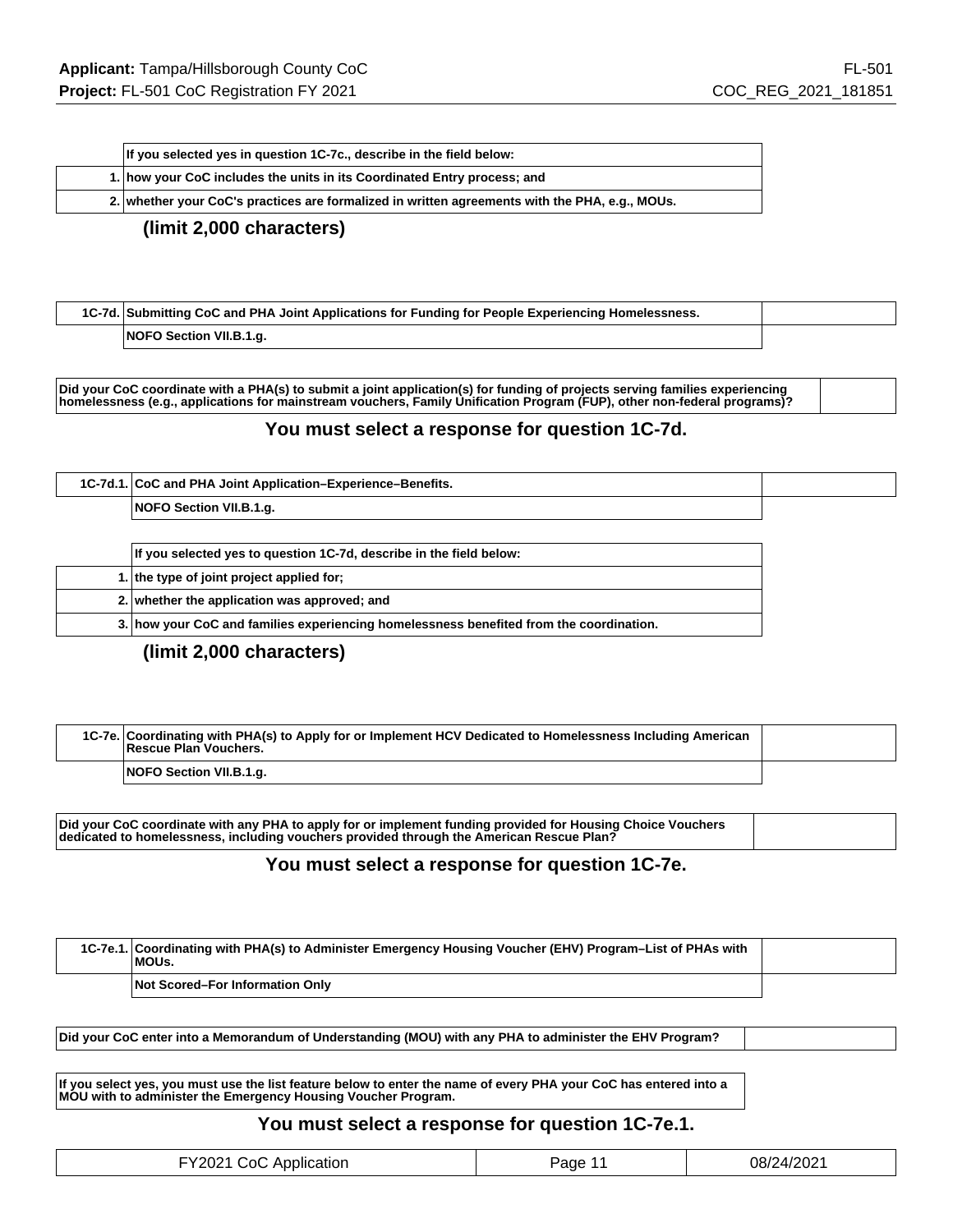| | If you selected yes in question 1C-7c., describe in the field below: |
|---|---|
| 1. | how your CoC includes the units in its Coordinated Entry process; and |
| 2. | whether your CoC's practices are formalized in written agreements with the PHA, e.g., MOUs. |

**(limit 2,000 characters)**

| 1C-7d. | Submitting CoC and PHA Joint Applications for Funding for People Experiencing Homelessness. | |
|---|---|---|
| | NOFO Section VII.B.1.g. | |

| Did your CoC coordinate with a PHA(s) to submit a joint application(s) for funding of projects serving families experiencing homelessness (e.g., applications for mainstream vouchers, Family Unification Program (FUP), other non-federal programs)? | |
|---|---|

**You must select a response for question 1C-7d.**

| 1C-7d.1. | CoC and PHA Joint Application–Experience–Benefits. | |
|---|---|---|
| | NOFO Section VII.B.1.g. | |

| | If you selected yes to question 1C-7d, describe in the field below: |
|---|---|
| 1. | the type of joint project applied for; |
| 2. | whether the application was approved; and |
| 3. | how your CoC and families experiencing homelessness benefited from the coordination. |

**(limit 2,000 characters)**

| 1C-7e. | Coordinating with PHA(s) to Apply for or Implement HCV Dedicated to Homelessness Including American Rescue Plan Vouchers. | |
|---|---|---|
| | NOFO Section VII.B.1.g. | |

| Did your CoC coordinate with any PHA to apply for or implement funding provided for Housing Choice Vouchers dedicated to homelessness, including vouchers provided through the American Rescue Plan? | |
|---|---|

**You must select a response for question 1C-7e.**

| 1C-7e.1. | Coordinating with PHA(s) to Administer Emergency Housing Voucher (EHV) Program–List of PHAs with MOUs. | |
|---|---|---|
| | Not Scored–For Information Only | |

| Did your CoC enter into a Memorandum of Understanding (MOU) with any PHA to administer the EHV Program? | |
|---|---|

| If you select yes, you must use the list feature below to enter the name of every PHA your CoC has entered into a MOU with to administer the Emergency Housing Voucher Program. |
|---|

**You must select a response for question 1C-7e.1.**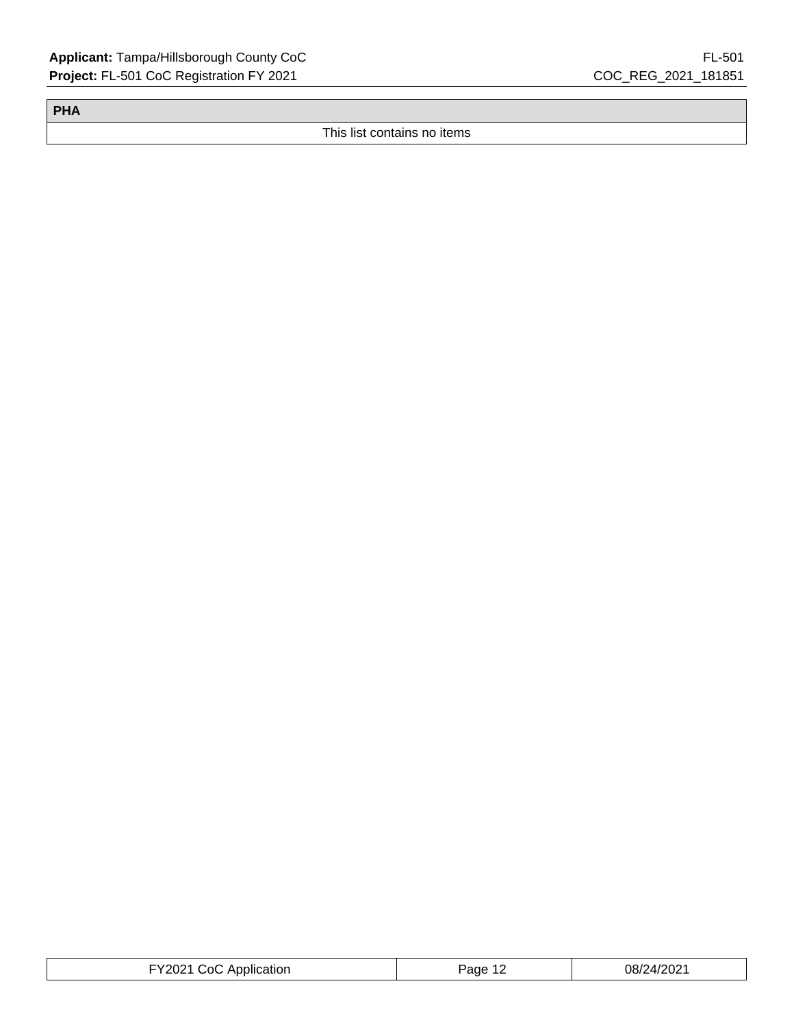| PHA |
| --- |
| This list contains no items |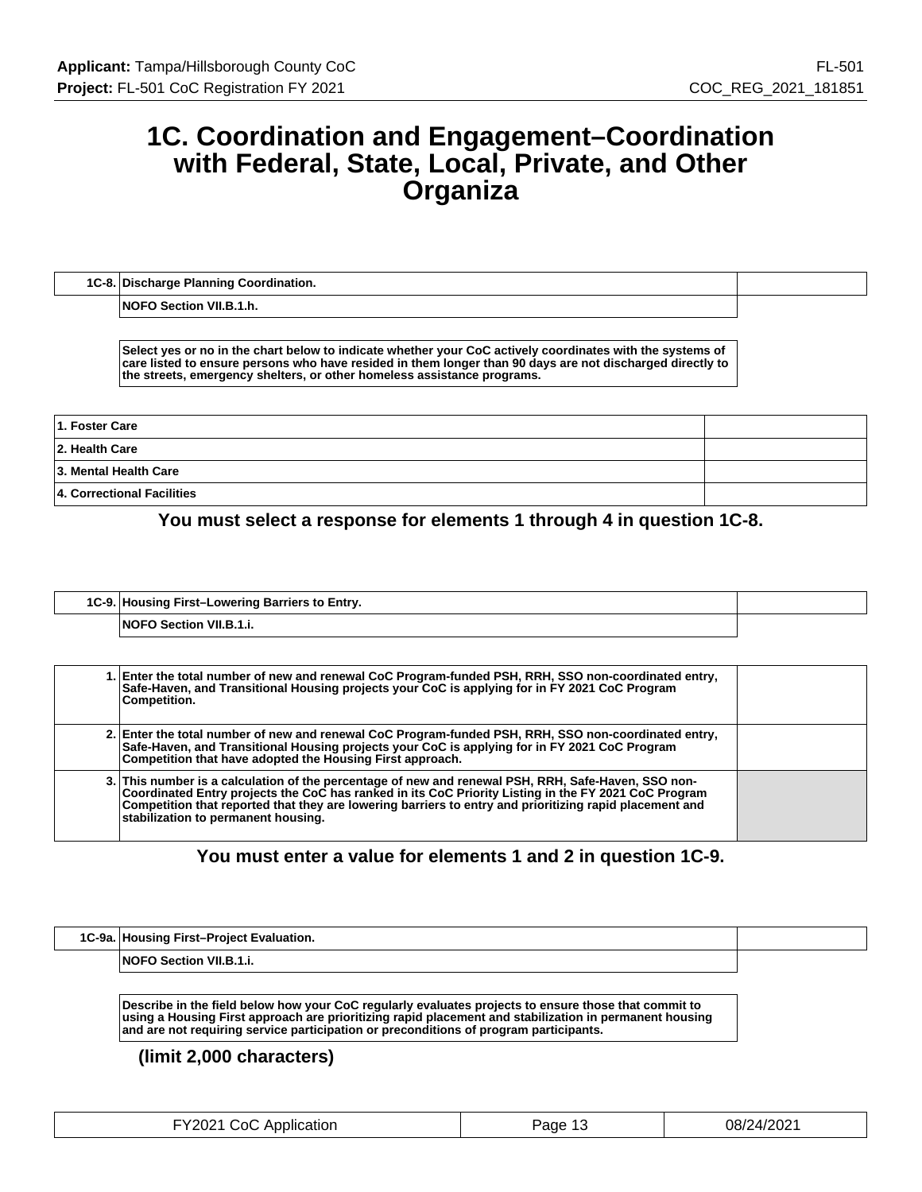# 1C. Coordination and Engagement–Coordination with Federal, State, Local, Private, and Other Organiza

| 1C-8. | Discharge Planning Coordination. | |
|---|---|---|
| | NOFO Section VII.B.1.h. | |

Select yes or no in the chart below to indicate whether your CoC actively coordinates with the systems of care listed to ensure persons who have resided in them longer than 90 days are not discharged directly to the streets, emergency shelters, or other homeless assistance programs.

| | |
|---|---|
| 1. Foster Care | |
| 2. Health Care | |
| 3. Mental Health Care | |
| 4. Correctional Facilities | |

**You must select a response for elements 1 through 4 in question 1C-8.**

| 1C-9. | Housing First–Lowering Barriers to Entry. | |
|---|---|---|
| | NOFO Section VII.B.1.i. | |

| | | |
|---|---|---|
| 1. | Enter the total number of new and renewal CoC Program-funded PSH, RRH, SSO non-coordinated entry, Safe-Haven, and Transitional Housing projects your CoC is applying for in FY 2021 CoC Program Competition. | |
| 2. | Enter the total number of new and renewal CoC Program-funded PSH, RRH, SSO non-coordinated entry, Safe-Haven, and Transitional Housing projects your CoC is applying for in FY 2021 CoC Program Competition that have adopted the Housing First approach. | |
| 3. | This number is a calculation of the percentage of new and renewal PSH, RRH, Safe-Haven, SSO non-Coordinated Entry projects the CoC has ranked in its CoC Priority Listing in the FY 2021 CoC Program Competition that reported that they are lowering barriers to entry and prioritizing rapid placement and stabilization to permanent housing. | |

**You must enter a value for elements 1 and 2 in question 1C-9.**

| 1C-9a. | Housing First–Project Evaluation. | |
|---|---|---|
| | NOFO Section VII.B.1.i. | |

Describe in the field below how your CoC regularly evaluates projects to ensure those that commit to using a Housing First approach are prioritizing rapid placement and stabilization in permanent housing and are not requiring service participation or preconditions of program participants.

**(limit 2,000 characters)**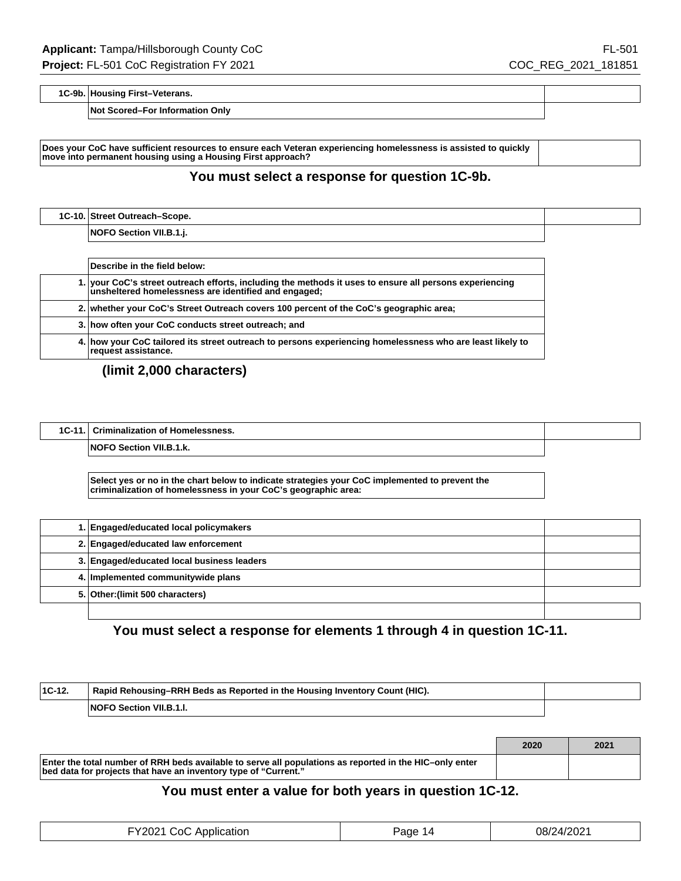| 1C-9b. | Housing First–Veterans. | |
|---|---|---|
| | Not Scored–For Information Only | |

| Does your CoC have sufficient resources to ensure each Veteran experiencing homelessness is assisted to quickly move into permanent housing using a Housing First approach? | |
|---|---|

**You must select a response for question 1C-9b.**

| 1C-10. | Street Outreach–Scope. | |
|---|---|---|
| | NOFO Section VII.B.1.j. | |

| | Describe in the field below: |
|---|---|
| 1. | your CoC's street outreach efforts, including the methods it uses to ensure all persons experiencing unsheltered homelessness are identified and engaged; |
| 2. | whether your CoC's Street Outreach covers 100 percent of the CoC's geographic area; |
| 3. | how often your CoC conducts street outreach; and |
| 4. | how your CoC tailored its street outreach to persons experiencing homelessness who are least likely to request assistance. |

**(limit 2,000 characters)**

| 1C-11. | Criminalization of Homelessness. | |
|---|---|---|
| | NOFO Section VII.B.1.k. | |

Select yes or no in the chart below to indicate strategies your CoC implemented to prevent the criminalization of homelessness in your CoC's geographic area:

| | | |
|---|---|---|
| 1. | Engaged/educated local policymakers | |
| 2. | Engaged/educated law enforcement | |
| 3. | Engaged/educated local business leaders | |
| 4. | Implemented communitywide plans | |
| 5. | Other:(limit 500 characters) | |
| | | |

**You must select a response for elements 1 through 4 in question 1C-11.**

| 1C-12. | Rapid Rehousing–RRH Beds as Reported in the Housing Inventory Count (HIC). | |
|---|---|---|
| | NOFO Section VII.B.1.l. | |

| | 2020 | 2021 |
|---|---|---|
| Enter the total number of RRH beds available to serve all populations as reported in the HIC–only enter bed data for projects that have an inventory type of "Current." | | |

**You must enter a value for both years in question 1C-12.**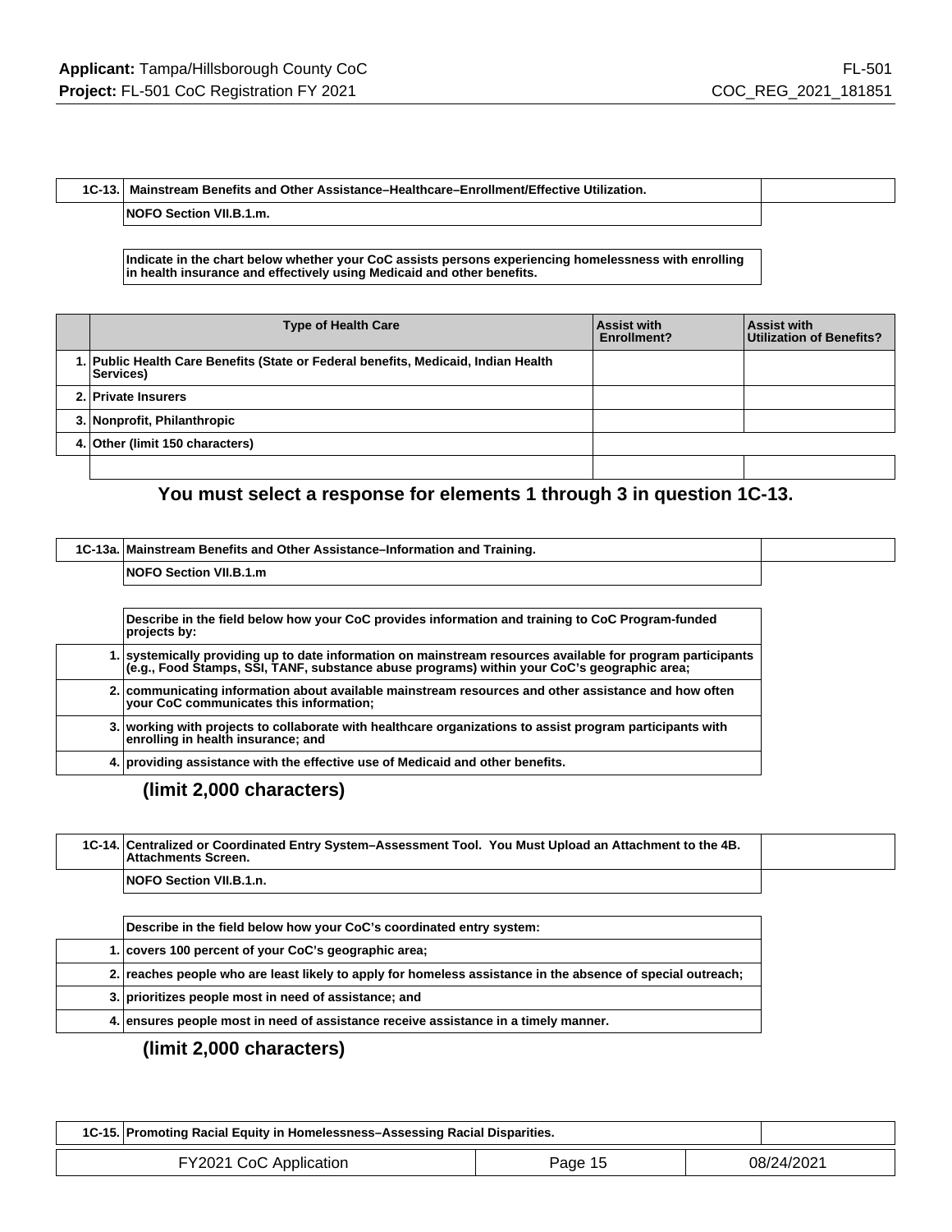| 1C-13. | Mainstream Benefits and Other Assistance–Healthcare–Enrollment/Effective Utilization. | |
|---|---|---|
| | NOFO Section VII.B.1.m. | |

**Indicate in the chart below whether your CoC assists persons experiencing homelessness with enrolling in health insurance and effectively using Medicaid and other benefits.**

| | Type of Health Care | Assist with Enrollment? | Assist with Utilization of Benefits? |
|---|---|---|---|
| 1. | Public Health Care Benefits (State or Federal benefits, Medicaid, Indian Health Services) | | |
| 2. | Private Insurers | | |
| 3. | Nonprofit, Philanthropic | | |
| 4. | Other (limit 150 characters) | | |
| | | | |

**You must select a response for elements 1 through 3 in question 1C-13.**

| 1C-13a. | Mainstream Benefits and Other Assistance–Information and Training. | |
|---|---|---|
| | NOFO Section VII.B.1.m | |

| | Describe in the field below how your CoC provides information and training to CoC Program-funded projects by: |
|---|---|
| 1. | systemically providing up to date information on mainstream resources available for program participants (e.g., Food Stamps, SSI, TANF, substance abuse programs) within your CoC's geographic area; |
| 2. | communicating information about available mainstream resources and other assistance and how often your CoC communicates this information; |
| 3. | working with projects to collaborate with healthcare organizations to assist program participants with enrolling in health insurance; and |
| 4. | providing assistance with the effective use of Medicaid and other benefits. |

**(limit 2,000 characters)**

| 1C-14. | Centralized or Coordinated Entry System–Assessment Tool. You Must Upload an Attachment to the 4B. Attachments Screen. | |
|---|---|---|
| | NOFO Section VII.B.1.n. | |

| | Describe in the field below how your CoC's coordinated entry system: |
|---|---|
| 1. | covers 100 percent of your CoC's geographic area; |
| 2. | reaches people who are least likely to apply for homeless assistance in the absence of special outreach; |
| 3. | prioritizes people most in need of assistance; and |
| 4. | ensures people most in need of assistance receive assistance in a timely manner. |

**(limit 2,000 characters)**

| 1C-15. | Promoting Racial Equity in Homelessness–Assessing Racial Disparities. | |
|---|---|---|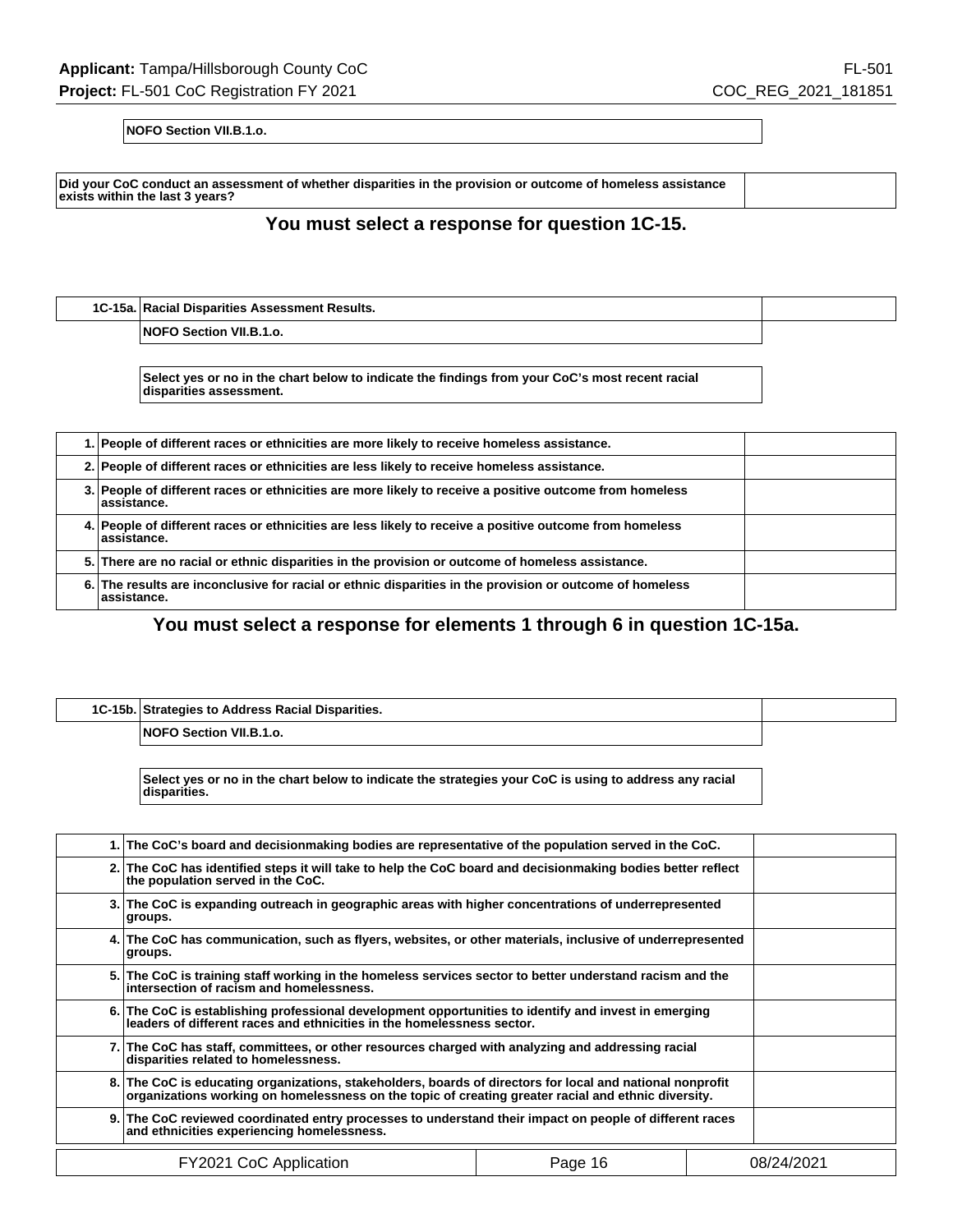**NOFO Section VII.B.1.o.**

| Did your CoC conduct an assessment of whether disparities in the provision or outcome of homeless assistance exists within the last 3 years? | |
|---|---|

**You must select a response for question 1C-15.**

| 1C-15a. | Racial Disparities Assessment Results. | |
|---|---|---|
| | NOFO Section VII.B.1.o. | |

**Select yes or no in the chart below to indicate the findings from your CoC's most recent racial disparities assessment.**

| | | |
|---|---|---|
| 1. | People of different races or ethnicities are more likely to receive homeless assistance. | |
| 2. | People of different races or ethnicities are less likely to receive homeless assistance. | |
| 3. | People of different races or ethnicities are more likely to receive a positive outcome from homeless assistance. | |
| 4. | People of different races or ethnicities are less likely to receive a positive outcome from homeless assistance. | |
| 5. | There are no racial or ethnic disparities in the provision or outcome of homeless assistance. | |
| 6. | The results are inconclusive for racial or ethnic disparities in the provision or outcome of homeless assistance. | |

**You must select a response for elements 1 through 6 in question 1C-15a.**

| 1C-15b. | Strategies to Address Racial Disparities. | |
|---|---|---|
| | NOFO Section VII.B.1.o. | |

**Select yes or no in the chart below to indicate the strategies your CoC is using to address any racial disparities.**

| | | |
|---|---|---|
| 1. | The CoC's board and decisionmaking bodies are representative of the population served in the CoC. | |
| 2. | The CoC has identified steps it will take to help the CoC board and decisionmaking bodies better reflect the population served in the CoC. | |
| 3. | The CoC is expanding outreach in geographic areas with higher concentrations of underrepresented groups. | |
| 4. | The CoC has communication, such as flyers, websites, or other materials, inclusive of underrepresented groups. | |
| 5. | The CoC is training staff working in the homeless services sector to better understand racism and the intersection of racism and homelessness. | |
| 6. | The CoC is establishing professional development opportunities to identify and invest in emerging leaders of different races and ethnicities in the homelessness sector. | |
| 7. | The CoC has staff, committees, or other resources charged with analyzing and addressing racial disparities related to homelessness. | |
| 8. | The CoC is educating organizations, stakeholders, boards of directors for local and national nonprofit organizations working on homelessness on the topic of creating greater racial and ethnic diversity. | |
| 9. | The CoC reviewed coordinated entry processes to understand their impact on people of different races and ethnicities experiencing homelessness. | |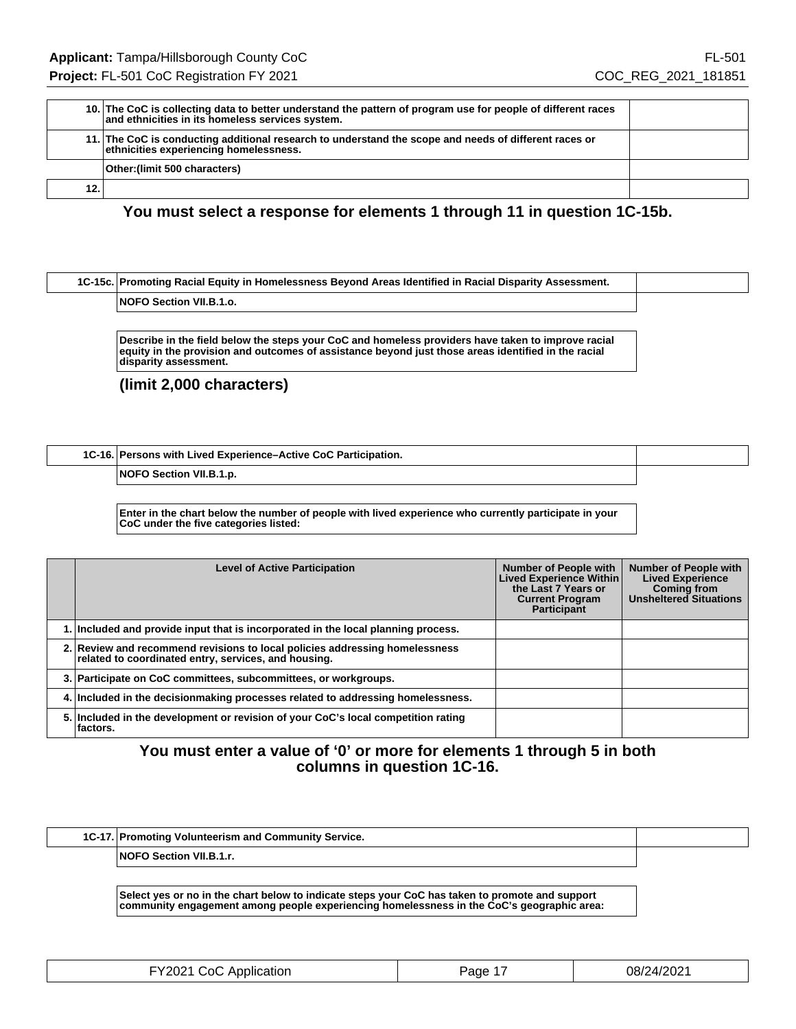| | | |
|---|---|---|
| 10. | The CoC is collecting data to better understand the pattern of program use for people of different races and ethnicities in its homeless services system. | |
| 11. | The CoC is conducting additional research to understand the scope and needs of different races or ethnicities experiencing homelessness. | |
| | Other:(limit 500 characters) | |
| 12. | | |

**You must select a response for elements 1 through 11 in question 1C-15b.**

| | | |
|---|---|---|
| 1C-15c. | Promoting Racial Equity in Homelessness Beyond Areas Identified in Racial Disparity Assessment. | |
| | NOFO Section VII.B.1.o. | |

**Describe in the field below the steps your CoC and homeless providers have taken to improve racial equity in the provision and outcomes of assistance beyond just those areas identified in the racial disparity assessment.**

**(limit 2,000 characters)**

| | | |
|---|---|---|
| 1C-16. | Persons with Lived Experience–Active CoC Participation. | |
| | NOFO Section VII.B.1.p. | |

**Enter in the chart below the number of people with lived experience who currently participate in your CoC under the five categories listed:**

| | Level of Active Participation | Number of People with Lived Experience Within the Last 7 Years or Current Program Participant | Number of People with Lived Experience Coming from Unsheltered Situations |
|---|---|---|---|
| 1. | Included and provide input that is incorporated in the local planning process. | | |
| 2. | Review and recommend revisions to local policies addressing homelessness related to coordinated entry, services, and housing. | | |
| 3. | Participate on CoC committees, subcommittees, or workgroups. | | |
| 4. | Included in the decisionmaking processes related to addressing homelessness. | | |
| 5. | Included in the development or revision of your CoC's local competition rating factors. | | |

**You must enter a value of '0' or more for elements 1 through 5 in both columns in question 1C-16.**

| | | |
|---|---|---|
| 1C-17. | Promoting Volunteerism and Community Service. | |
| | NOFO Section VII.B.1.r. | |

**Select yes or no in the chart below to indicate steps your CoC has taken to promote and support community engagement among people experiencing homelessness in the CoC's geographic area:**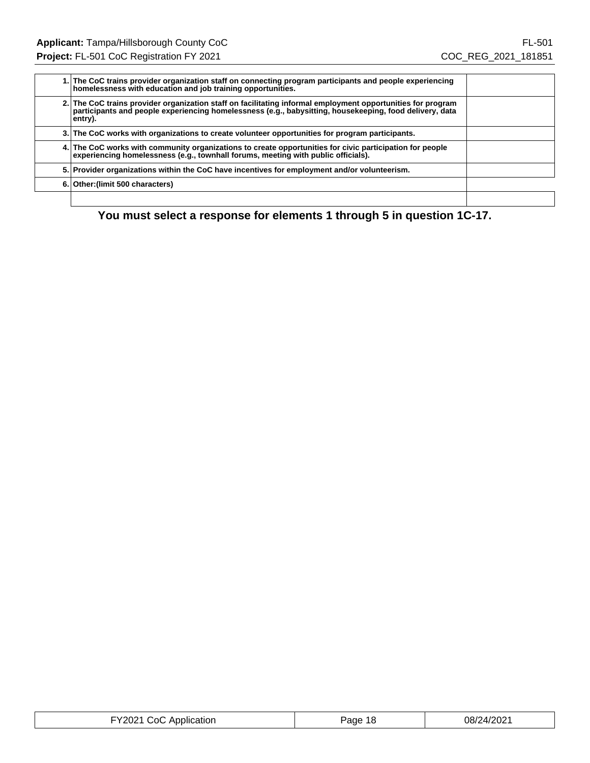| | | |
|---|---|---|
| 1. | The CoC trains provider organization staff on connecting program participants and people experiencing homelessness with education and job training opportunities. | |
| 2. | The CoC trains provider organization staff on facilitating informal employment opportunities for program participants and people experiencing homelessness (e.g., babysitting, housekeeping, food delivery, data entry). | |
| 3. | The CoC works with organizations to create volunteer opportunities for program participants. | |
| 4. | The CoC works with community organizations to create opportunities for civic participation for people experiencing homelessness (e.g., townhall forums, meeting with public officials). | |
| 5. | Provider organizations within the CoC have incentives for employment and/or volunteerism. | |
| 6. | Other:(limit 500 characters) | |
| | | |

**You must select a response for elements 1 through 5 in question 1C-17.**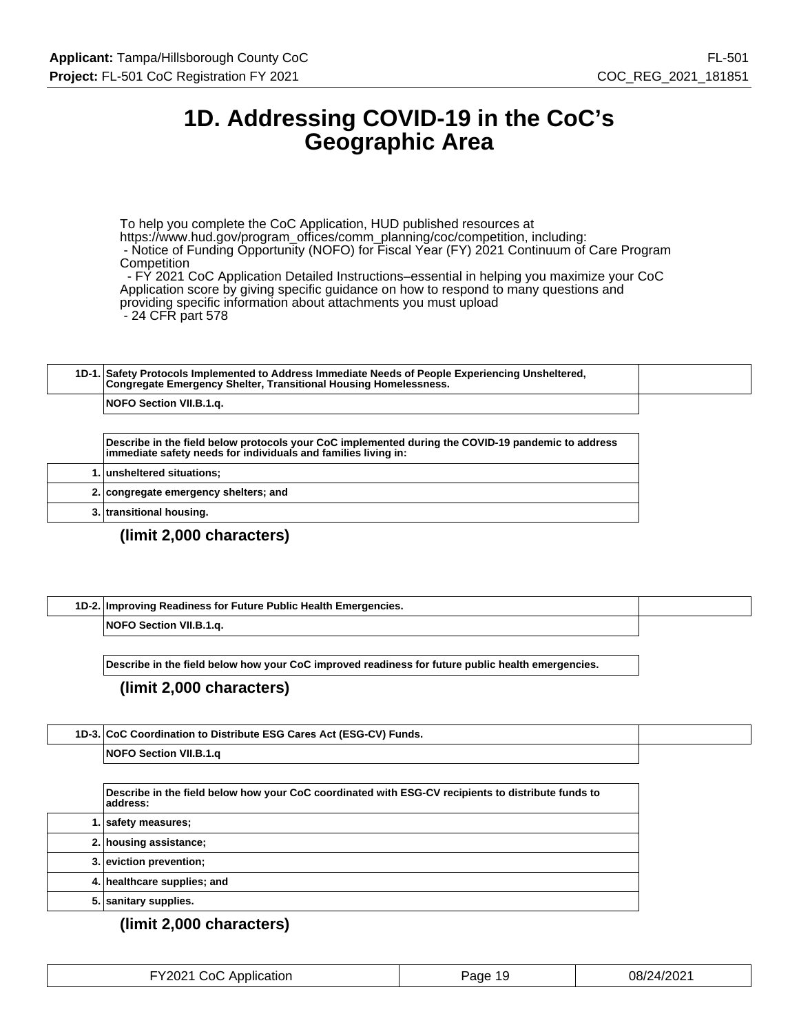# 1D. Addressing COVID-19 in the CoC's Geographic Area

To help you complete the CoC Application, HUD published resources at https://www.hud.gov/program_offices/comm_planning/coc/competition, including:
- Notice of Funding Opportunity (NOFO) for Fiscal Year (FY) 2021 Continuum of Care Program Competition
- FY 2021 CoC Application Detailed Instructions–essential in helping you maximize your CoC Application score by giving specific guidance on how to respond to many questions and providing specific information about attachments you must upload
- 24 CFR part 578

| 1D-1. | Safety Protocols Implemented to Address Immediate Needs of People Experiencing Unsheltered, Congregate Emergency Shelter, Transitional Housing Homelessness. |
|---|---|
| | NOFO Section VII.B.1.q. |

| | Describe in the field below protocols your CoC implemented during the COVID-19 pandemic to address immediate safety needs for individuals and families living in: |
|---|---|
| 1. | unsheltered situations; |
| 2. | congregate emergency shelters; and |
| 3. | transitional housing. |

**(limit 2,000 characters)**

| 1D-2. | Improving Readiness for Future Public Health Emergencies. |
|---|---|
| | NOFO Section VII.B.1.q. |

| | Describe in the field below how your CoC improved readiness for future public health emergencies. |
|---|---|

**(limit 2,000 characters)**

| 1D-3. | CoC Coordination to Distribute ESG Cares Act (ESG-CV) Funds. |
|---|---|
| | NOFO Section VII.B.1.q |

| | Describe in the field below how your CoC coordinated with ESG-CV recipients to distribute funds to address: |
|---|---|
| 1. | safety measures; |
| 2. | housing assistance; |
| 3. | eviction prevention; |
| 4. | healthcare supplies; and |
| 5. | sanitary supplies. |

**(limit 2,000 characters)**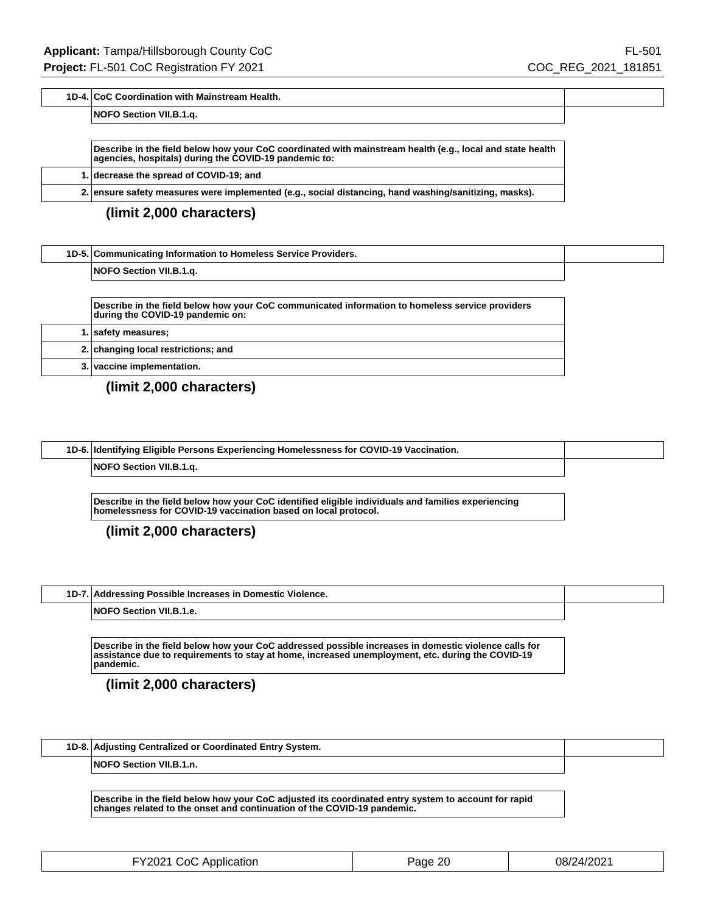| 1D-4. | CoC Coordination with Mainstream Health. |
|---|---|
| | NOFO Section VII.B.1.q. |

| | Describe in the field below how your CoC coordinated with mainstream health (e.g., local and state health agencies, hospitals) during the COVID-19 pandemic to: |
|---|---|
| 1. | decrease the spread of COVID-19; and |
| 2. | ensure safety measures were implemented (e.g., social distancing, hand washing/sanitizing, masks). |

**(limit 2,000 characters)**

| 1D-5. | Communicating Information to Homeless Service Providers. |
|---|---|
| | NOFO Section VII.B.1.q. |

| | Describe in the field below how your CoC communicated information to homeless service providers during the COVID-19 pandemic on: |
|---|---|
| 1. | safety measures; |
| 2. | changing local restrictions; and |
| 3. | vaccine implementation. |

**(limit 2,000 characters)**

| 1D-6. | Identifying Eligible Persons Experiencing Homelessness for COVID-19 Vaccination. |
|---|---|
| | NOFO Section VII.B.1.q. |

**Describe in the field below how your CoC identified eligible individuals and families experiencing homelessness for COVID-19 vaccination based on local protocol.**

**(limit 2,000 characters)**

| 1D-7. | Addressing Possible Increases in Domestic Violence. |
|---|---|
| | NOFO Section VII.B.1.e. |

**Describe in the field below how your CoC addressed possible increases in domestic violence calls for assistance due to requirements to stay at home, increased unemployment, etc. during the COVID-19 pandemic.**

**(limit 2,000 characters)**

| 1D-8. | Adjusting Centralized or Coordinated Entry System. |
|---|---|
| | NOFO Section VII.B.1.n. |

**Describe in the field below how your CoC adjusted its coordinated entry system to account for rapid changes related to the onset and continuation of the COVID-19 pandemic.**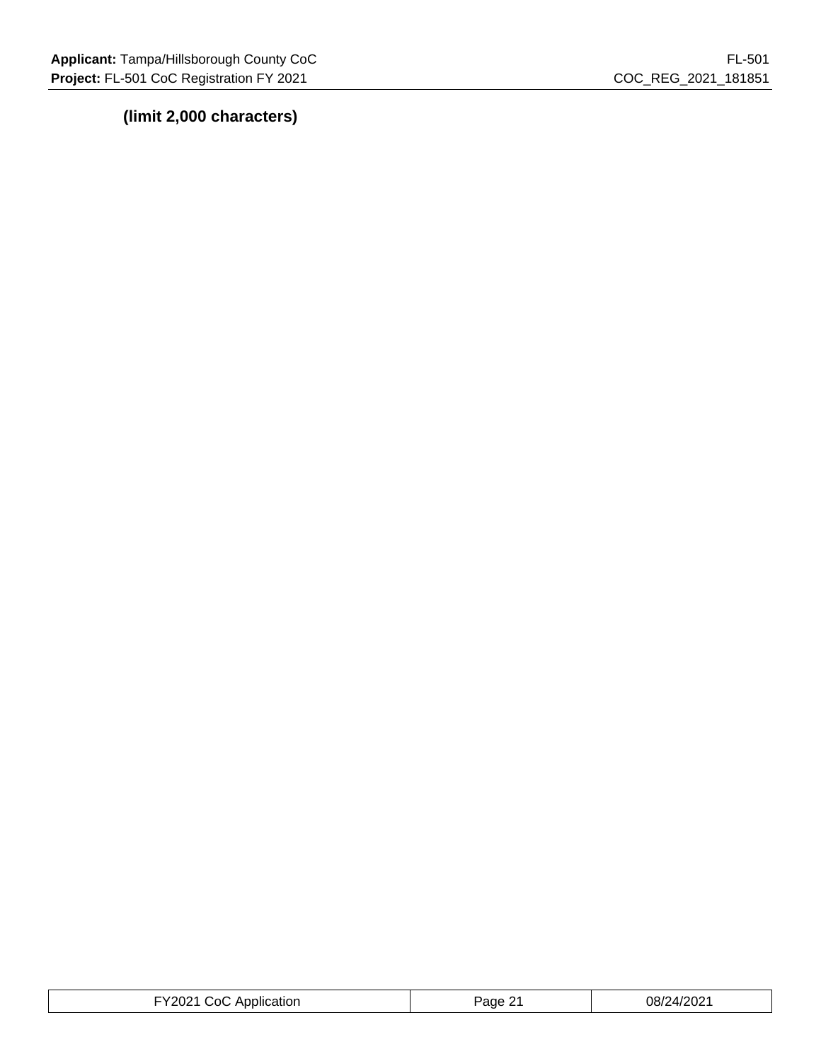**(limit 2,000 characters)**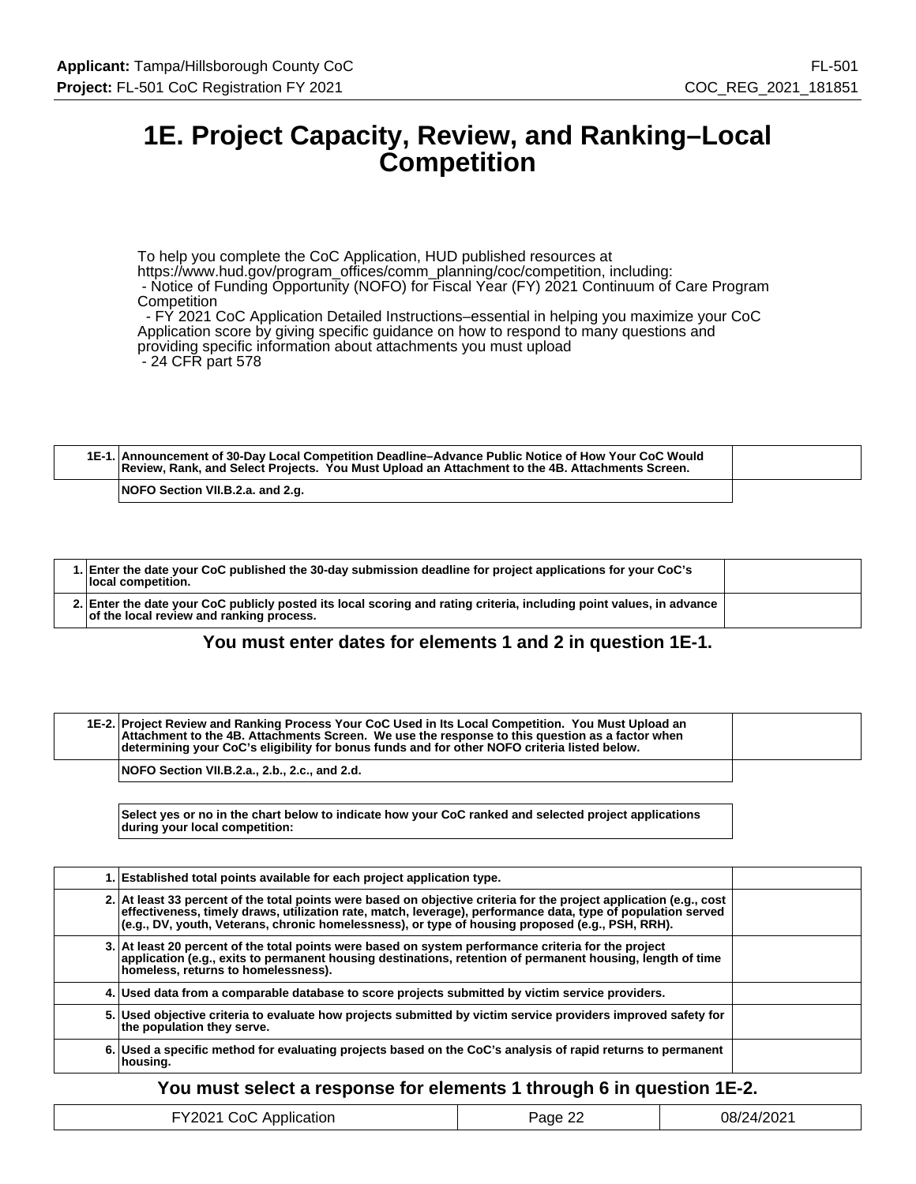# 1E. Project Capacity, Review, and Ranking–Local Competition

To help you complete the CoC Application, HUD published resources at https://www.hud.gov/program_offices/comm_planning/coc/competition, including:
- Notice of Funding Opportunity (NOFO) for Fiscal Year (FY) 2021 Continuum of Care Program Competition
- FY 2021 CoC Application Detailed Instructions–essential in helping you maximize your CoC Application score by giving specific guidance on how to respond to many questions and providing specific information about attachments you must upload
- 24 CFR part 578

| 1E-1. | Announcement of 30-Day Local Competition Deadline–Advance Public Notice of How Your CoC Would Review, Rank, and Select Projects. You Must Upload an Attachment to the 4B. Attachments Screen. | |
|---|---|---|
| | NOFO Section VII.B.2.a. and 2.g. | |

| | | |
|---|---|---|
| 1. | Enter the date your CoC published the 30-day submission deadline for project applications for your CoC's local competition. | |
| 2. | Enter the date your CoC publicly posted its local scoring and rating criteria, including point values, in advance of the local review and ranking process. | |

**You must enter dates for elements 1 and 2 in question 1E-1.**

| 1E-2. | Project Review and Ranking Process Your CoC Used in Its Local Competition. You Must Upload an Attachment to the 4B. Attachments Screen. We use the response to this question as a factor when determining your CoC's eligibility for bonus funds and for other NOFO criteria listed below. | |
|---|---|---|
| | NOFO Section VII.B.2.a., 2.b., 2.c., and 2.d. | |

Select yes or no in the chart below to indicate how your CoC ranked and selected project applications during your local competition:

| | | |
|---|---|---|
| 1. | Established total points available for each project application type. | |
| 2. | At least 33 percent of the total points were based on objective criteria for the project application (e.g., cost effectiveness, timely draws, utilization rate, match, leverage), performance data, type of population served (e.g., DV, youth, Veterans, chronic homelessness), or type of housing proposed (e.g., PSH, RRH). | |
| 3. | At least 20 percent of the total points were based on system performance criteria for the project application (e.g., exits to permanent housing destinations, retention of permanent housing, length of time homeless, returns to homelessness). | |
| 4. | Used data from a comparable database to score projects submitted by victim service providers. | |
| 5. | Used objective criteria to evaluate how projects submitted by victim service providers improved safety for the population they serve. | |
| 6. | Used a specific method for evaluating projects based on the CoC's analysis of rapid returns to permanent housing. | |

**You must select a response for elements 1 through 6 in question 1E-2.**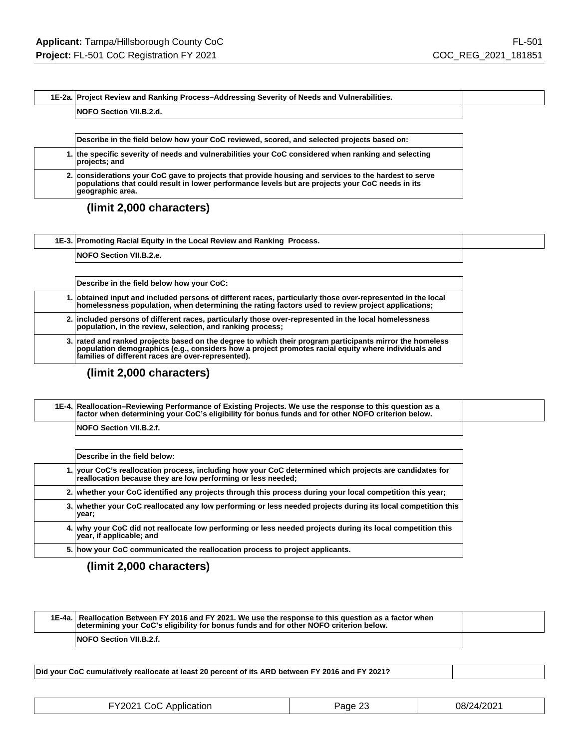| 1E-2a. | Project Review and Ranking Process–Addressing Severity of Needs and Vulnerabilities. | |
|---|---|---|
| | NOFO Section VII.B.2.d. | |

| | Describe in the field below how your CoC reviewed, scored, and selected projects based on: |
|---|---|
| 1. | the specific severity of needs and vulnerabilities your CoC considered when ranking and selecting projects; and |
| 2. | considerations your CoC gave to projects that provide housing and services to the hardest to serve populations that could result in lower performance levels but are projects your CoC needs in its geographic area. |

**(limit 2,000 characters)**

| 1E-3. | Promoting Racial Equity in the Local Review and Ranking Process. | |
|---|---|---|
| | NOFO Section VII.B.2.e. | |

| | Describe in the field below how your CoC: |
|---|---|
| 1. | obtained input and included persons of different races, particularly those over-represented in the local homelessness population, when determining the rating factors used to review project applications; |
| 2. | included persons of different races, particularly those over-represented in the local homelessness population, in the review, selection, and ranking process; |
| 3. | rated and ranked projects based on the degree to which their program participants mirror the homeless population demographics (e.g., considers how a project promotes racial equity where individuals and families of different races are over-represented). |

**(limit 2,000 characters)**

| 1E-4. | Reallocation–Reviewing Performance of Existing Projects. We use the response to this question as a factor when determining your CoC's eligibility for bonus funds and for other NOFO criterion below. | |
|---|---|---|
| | NOFO Section VII.B.2.f. | |

| | Describe in the field below: |
|---|---|
| 1. | your CoC's reallocation process, including how your CoC determined which projects are candidates for reallocation because they are low performing or less needed; |
| 2. | whether your CoC identified any projects through this process during your local competition this year; |
| 3. | whether your CoC reallocated any low performing or less needed projects during its local competition this year; |
| 4. | why your CoC did not reallocate low performing or less needed projects during its local competition this year, if applicable; and |
| 5. | how your CoC communicated the reallocation process to project applicants. |

**(limit 2,000 characters)**

| 1E-4a. | Reallocation Between FY 2016 and FY 2021. We use the response to this question as a factor when determining your CoC's eligibility for bonus funds and for other NOFO criterion below. | |
|---|---|---|
| | NOFO Section VII.B.2.f. | |

| Did your CoC cumulatively reallocate at least 20 percent of its ARD between FY 2016 and FY 2021? | |
|---|---|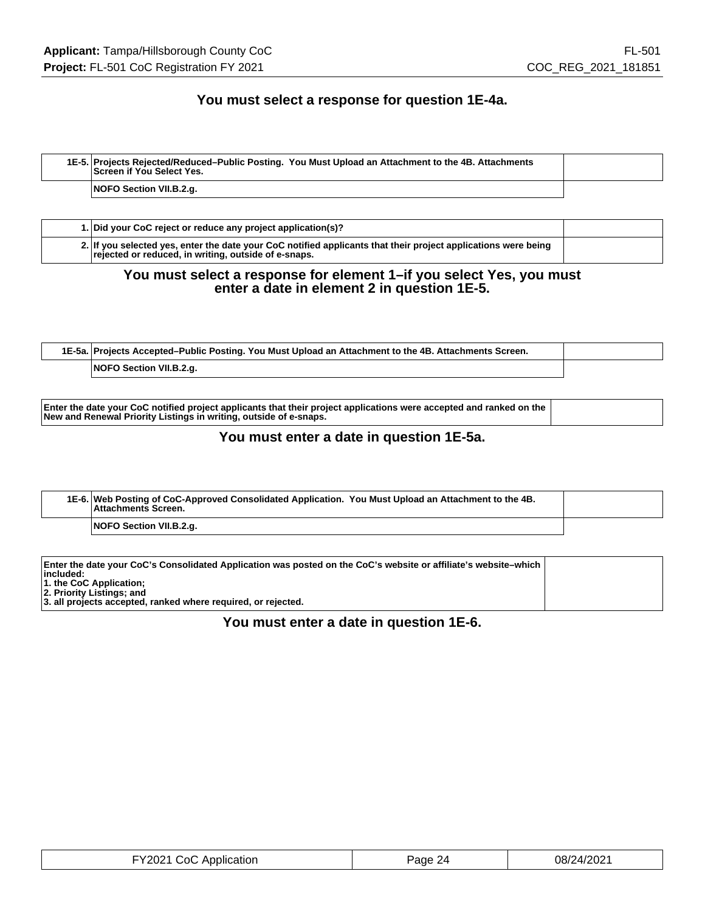**You must select a response for question 1E-4a.**

| 1E-5. | Projects Rejected/Reduced–Public Posting. You Must Upload an Attachment to the 4B. Attachments Screen if You Select Yes. | |
|---|---|---|
| | NOFO Section VII.B.2.g. | |

| 1. | Did your CoC reject or reduce any project application(s)? | |
|---|---|---|
| 2. | If you selected yes, enter the date your CoC notified applicants that their project applications were being rejected or reduced, in writing, outside of e-snaps. | |

**You must select a response for element 1–if you select Yes, you must enter a date in element 2 in question 1E-5.**

| 1E-5a. | Projects Accepted–Public Posting. You Must Upload an Attachment to the 4B. Attachments Screen. | |
|---|---|---|
| | NOFO Section VII.B.2.g. | |

| Enter the date your CoC notified project applicants that their project applications were accepted and ranked on the New and Renewal Priority Listings in writing, outside of e-snaps. | |
|---|---|

**You must enter a date in question 1E-5a.**

| 1E-6. | Web Posting of CoC-Approved Consolidated Application. You Must Upload an Attachment to the 4B. Attachments Screen. | |
|---|---|---|
| | NOFO Section VII.B.2.g. | |

| Enter the date your CoC's Consolidated Application was posted on the CoC's website or affiliate's website–which included:<br>1. the CoC Application;<br>2. Priority Listings; and<br>3. all projects accepted, ranked where required, or rejected. | |
|---|---|

**You must enter a date in question 1E-6.**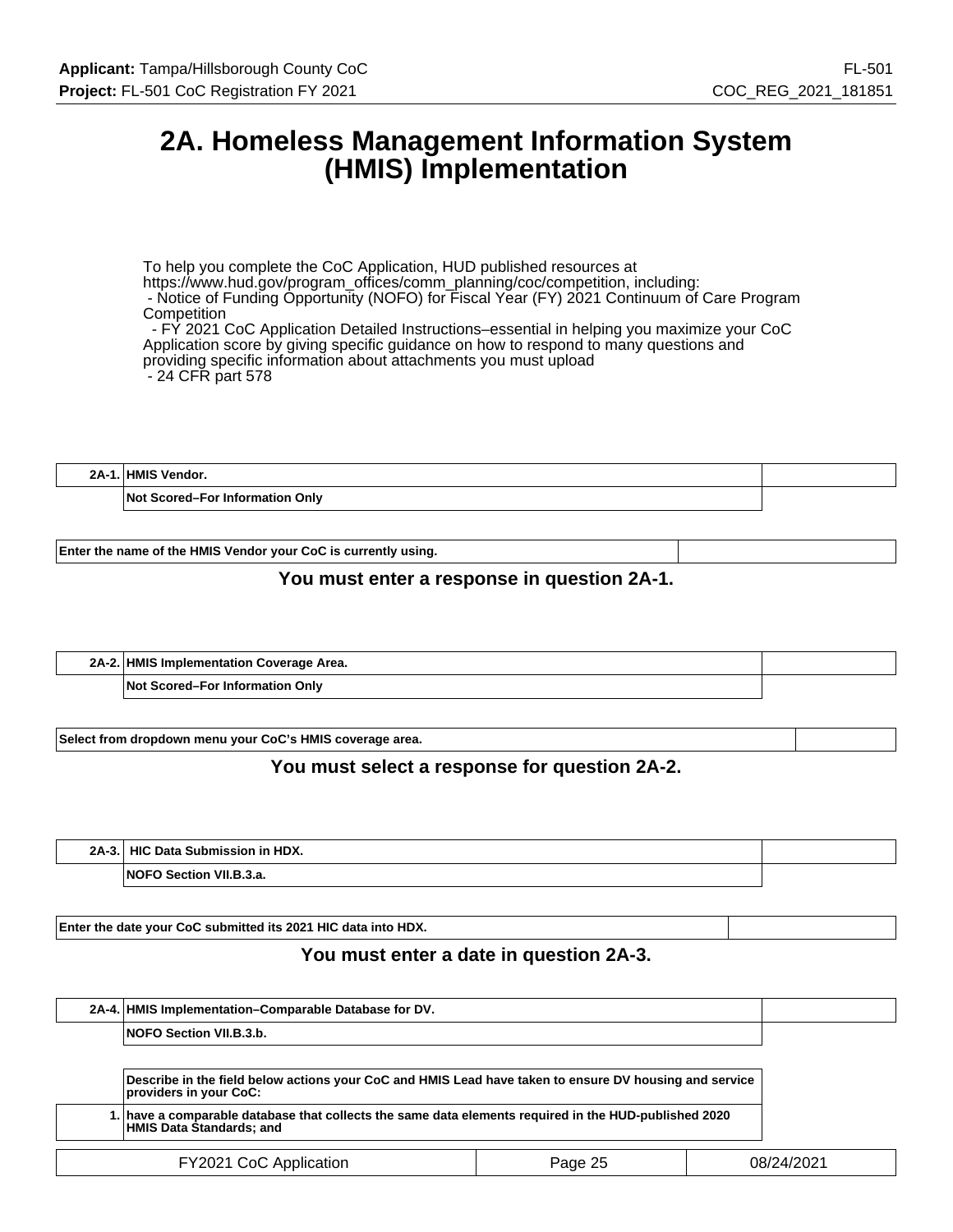# 2A. Homeless Management Information System (HMIS) Implementation

To help you complete the CoC Application, HUD published resources at https://www.hud.gov/program_offices/comm_planning/coc/competition, including:
- Notice of Funding Opportunity (NOFO) for Fiscal Year (FY) 2021 Continuum of Care Program Competition
- FY 2021 CoC Application Detailed Instructions–essential in helping you maximize your CoC Application score by giving specific guidance on how to respond to many questions and providing specific information about attachments you must upload
- 24 CFR part 578

| 2A-1. | HMIS Vendor. |
|---|---|
| | Not Scored–For Information Only |

| Enter the name of the HMIS Vendor your CoC is currently using. | |
|---|---|

**You must enter a response in question 2A-1.**

| 2A-2. | HMIS Implementation Coverage Area. |
|---|---|
| | Not Scored–For Information Only |

| Select from dropdown menu your CoC's HMIS coverage area. | |
|---|---|

**You must select a response for question 2A-2.**

| 2A-3. | HIC Data Submission in HDX. |
|---|---|
| | NOFO Section VII.B.3.a. |

| Enter the date your CoC submitted its 2021 HIC data into HDX. | |
|---|---|

**You must enter a date in question 2A-3.**

| 2A-4. | HMIS Implementation–Comparable Database for DV. |
|---|---|
| | NOFO Section VII.B.3.b. |

| | Describe in the field below actions your CoC and HMIS Lead have taken to ensure DV housing and service providers in your CoC: |
|---|---|
| 1. | have a comparable database that collects the same data elements required in the HUD-published 2020 HMIS Data Standards; and |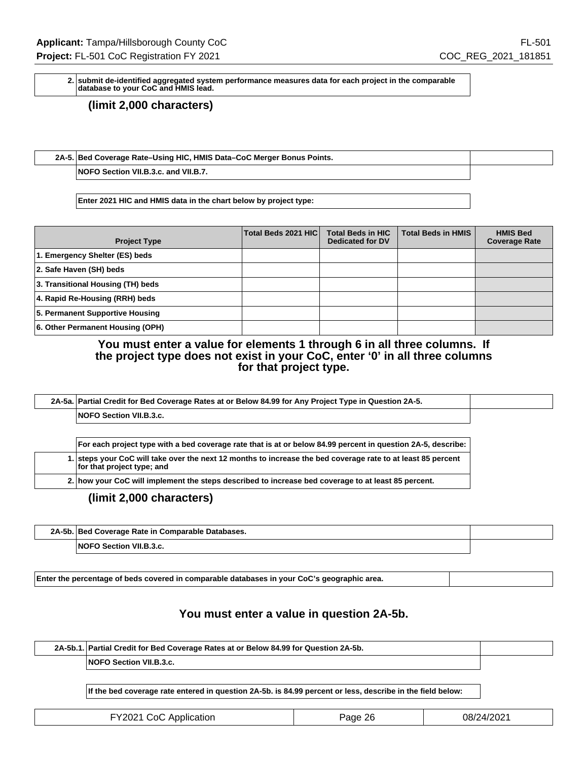| | |
|---|---|
| 2. | submit de-identified aggregated system performance measures data for each project in the comparable database to your CoC and HMIS lead. |

**(limit 2,000 characters)**

| | |
|---|---|
| 2A-5. | Bed Coverage Rate–Using HIC, HMIS Data–CoC Merger Bonus Points. |
| | NOFO Section VII.B.3.c. and VII.B.7. |

Enter 2021 HIC and HMIS data in the chart below by project type:

| Project Type | Total Beds 2021 HIC | Total Beds in HIC Dedicated for DV | Total Beds in HMIS | HMIS Bed Coverage Rate |
|---|---|---|---|---|
| 1. Emergency Shelter (ES) beds | | | | |
| 2. Safe Haven (SH) beds | | | | |
| 3. Transitional Housing (TH) beds | | | | |
| 4. Rapid Re-Housing (RRH) beds | | | | |
| 5. Permanent Supportive Housing | | | | |
| 6. Other Permanent Housing (OPH) | | | | |

**You must enter a value for elements 1 through 6 in all three columns. If the project type does not exist in your CoC, enter '0' in all three columns for that project type.**

| | |
|---|---|
| 2A-5a. | Partial Credit for Bed Coverage Rates at or Below 84.99 for Any Project Type in Question 2A-5. |
| | NOFO Section VII.B.3.c. |

For each project type with a bed coverage rate that is at or below 84.99 percent in question 2A-5, describe:

| | |
|---|---|
| 1. | steps your CoC will take over the next 12 months to increase the bed coverage rate to at least 85 percent for that project type; and |
| 2. | how your CoC will implement the steps described to increase bed coverage to at least 85 percent. |

**(limit 2,000 characters)**

| | |
|---|---|
| 2A-5b. | Bed Coverage Rate in Comparable Databases. |
| | NOFO Section VII.B.3.c. |

| | |
|---|---|
| Enter the percentage of beds covered in comparable databases in your CoC's geographic area. | |

**You must enter a value in question 2A-5b.**

| | |
|---|---|
| 2A-5b.1. | Partial Credit for Bed Coverage Rates at or Below 84.99 for Question 2A-5b. |
| | NOFO Section VII.B.3.c. |

If the bed coverage rate entered in question 2A-5b. is 84.99 percent or less, describe in the field below: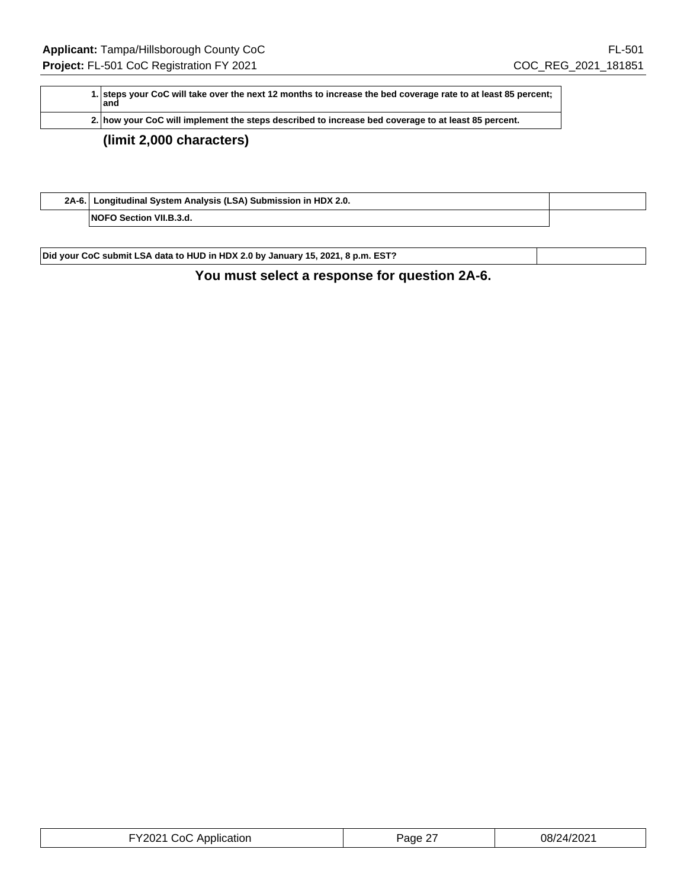| | |
|---|---|
| 1. | steps your CoC will take over the next 12 months to increase the bed coverage rate to at least 85 percent; and |
| 2. | how your CoC will implement the steps described to increase bed coverage to at least 85 percent. |

**(limit 2,000 characters)**

| | | |
|---|---|---|
| 2A-6. | Longitudinal System Analysis (LSA) Submission in HDX 2.0. | |
| | NOFO Section VII.B.3.d. | |

| | |
|---|---|
| Did your CoC submit LSA data to HUD in HDX 2.0 by January 15, 2021, 8 p.m. EST? | |

**You must select a response for question 2A-6.**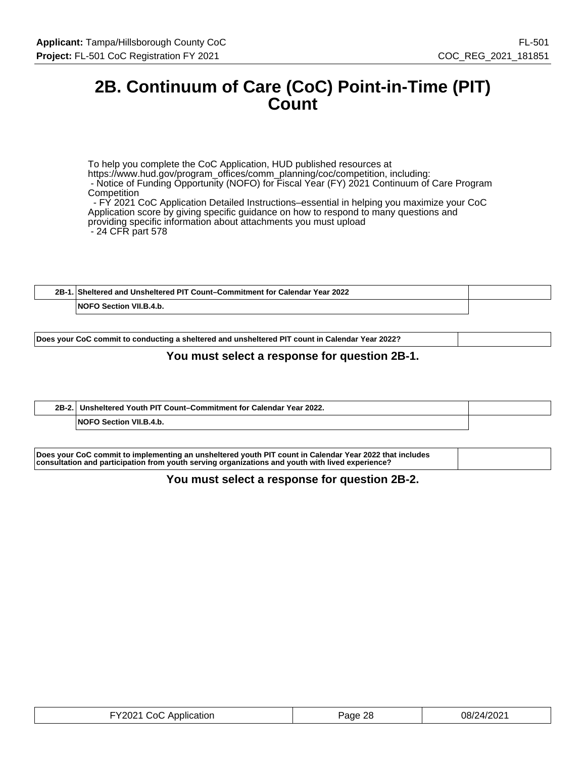# 2B. Continuum of Care (CoC) Point-in-Time (PIT) Count

To help you complete the CoC Application, HUD published resources at https://www.hud.gov/program_offices/comm_planning/coc/competition, including:
 - Notice of Funding Opportunity (NOFO) for Fiscal Year (FY) 2021 Continuum of Care Program Competition
  - FY 2021 CoC Application Detailed Instructions–essential in helping you maximize your CoC Application score by giving specific guidance on how to respond to many questions and providing specific information about attachments you must upload
 - 24 CFR part 578

| 2B-1. | Sheltered and Unsheltered PIT Count–Commitment for Calendar Year 2022 | |
|---|---|---|
| | NOFO Section VII.B.4.b. | |

| Does your CoC commit to conducting a sheltered and unsheltered PIT count in Calendar Year 2022? | |
|---|---|

**You must select a response for question 2B-1.**

| 2B-2. | Unsheltered Youth PIT Count–Commitment for Calendar Year 2022. | |
|---|---|---|
| | NOFO Section VII.B.4.b. | |

| Does your CoC commit to implementing an unsheltered youth PIT count in Calendar Year 2022 that includes consultation and participation from youth serving organizations and youth with lived experience? | |
|---|---|

**You must select a response for question 2B-2.**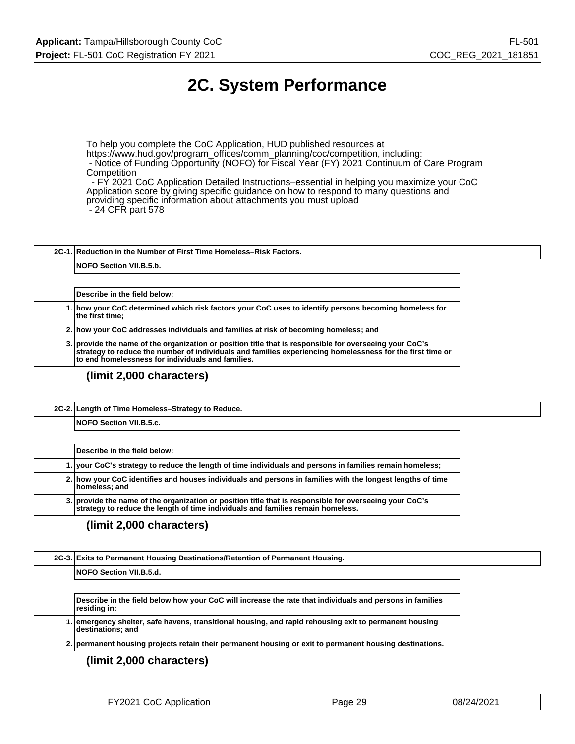# 2C. System Performance

To help you complete the CoC Application, HUD published resources at https://www.hud.gov/program_offices/comm_planning/coc/competition, including:
- Notice of Funding Opportunity (NOFO) for Fiscal Year (FY) 2021 Continuum of Care Program Competition
- FY 2021 CoC Application Detailed Instructions–essential in helping you maximize your CoC Application score by giving specific guidance on how to respond to many questions and providing specific information about attachments you must upload
- 24 CFR part 578

| 2C-1. | Reduction in the Number of First Time Homeless–Risk Factors. | |
|---|---|---|
| | NOFO Section VII.B.5.b. | |

| | Describe in the field below: |
|---|---|
| 1. | how your CoC determined which risk factors your CoC uses to identify persons becoming homeless for the first time; |
| 2. | how your CoC addresses individuals and families at risk of becoming homeless; and |
| 3. | provide the name of the organization or position title that is responsible for overseeing your CoC's strategy to reduce the number of individuals and families experiencing homelessness for the first time or to end homelessness for individuals and families. |

**(limit 2,000 characters)**

| 2C-2. | Length of Time Homeless–Strategy to Reduce. | |
|---|---|---|
| | NOFO Section VII.B.5.c. | |

| | Describe in the field below: |
|---|---|
| 1. | your CoC's strategy to reduce the length of time individuals and persons in families remain homeless; |
| 2. | how your CoC identifies and houses individuals and persons in families with the longest lengths of time homeless; and |
| 3. | provide the name of the organization or position title that is responsible for overseeing your CoC's strategy to reduce the length of time individuals and families remain homeless. |

**(limit 2,000 characters)**

| 2C-3. | Exits to Permanent Housing Destinations/Retention of Permanent Housing. | |
|---|---|---|
| | NOFO Section VII.B.5.d. | |

| | Describe in the field below how your CoC will increase the rate that individuals and persons in families residing in: |
|---|---|
| 1. | emergency shelter, safe havens, transitional housing, and rapid rehousing exit to permanent housing destinations; and |
| 2. | permanent housing projects retain their permanent housing or exit to permanent housing destinations. |

**(limit 2,000 characters)**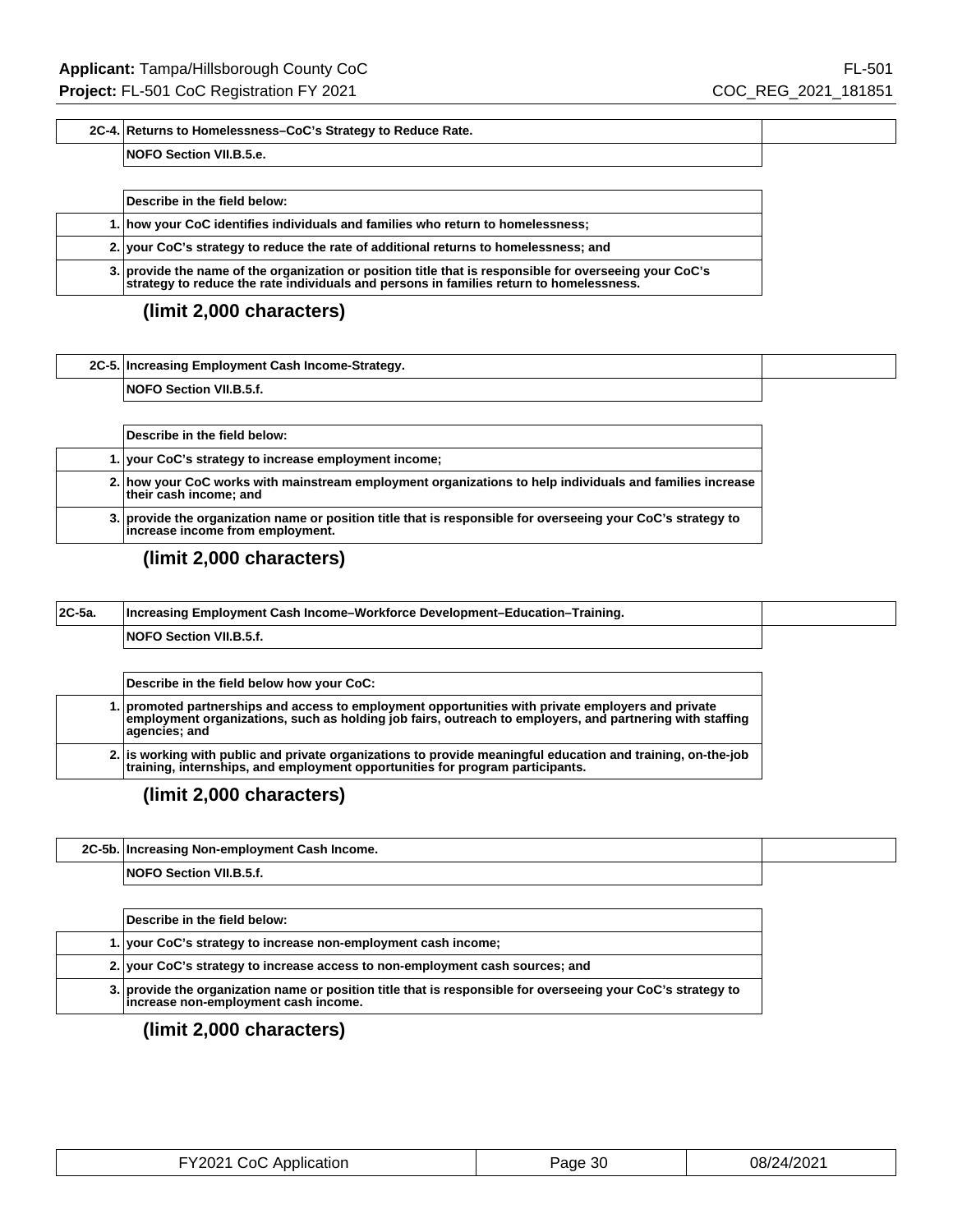| 2C-4. | Returns to Homelessness–CoC's Strategy to Reduce Rate. |
|---|---|
| | NOFO Section VII.B.5.e. |

| | Describe in the field below: |
|---|---|
| 1. | how your CoC identifies individuals and families who return to homelessness; |
| 2. | your CoC's strategy to reduce the rate of additional returns to homelessness; and |
| 3. | provide the name of the organization or position title that is responsible for overseeing your CoC's strategy to reduce the rate individuals and persons in families return to homelessness. |

**(limit 2,000 characters)**

| 2C-5. | Increasing Employment Cash Income-Strategy. |
|---|---|
| | NOFO Section VII.B.5.f. |

| | Describe in the field below: |
|---|---|
| 1. | your CoC's strategy to increase employment income; |
| 2. | how your CoC works with mainstream employment organizations to help individuals and families increase their cash income; and |
| 3. | provide the organization name or position title that is responsible for overseeing your CoC's strategy to increase income from employment. |

**(limit 2,000 characters)**

| 2C-5a. | Increasing Employment Cash Income–Workforce Development–Education–Training. |
|---|---|
| | NOFO Section VII.B.5.f. |

| | Describe in the field below how your CoC: |
|---|---|
| 1. | promoted partnerships and access to employment opportunities with private employers and private employment organizations, such as holding job fairs, outreach to employers, and partnering with staffing agencies; and |
| 2. | is working with public and private organizations to provide meaningful education and training, on-the-job training, internships, and employment opportunities for program participants. |

**(limit 2,000 characters)**

| 2C-5b. | Increasing Non-employment Cash Income. |
|---|---|
| | NOFO Section VII.B.5.f. |

| | Describe in the field below: |
|---|---|
| 1. | your CoC's strategy to increase non-employment cash income; |
| 2. | your CoC's strategy to increase access to non-employment cash sources; and |
| 3. | provide the organization name or position title that is responsible for overseeing your CoC's strategy to increase non-employment cash income. |

**(limit 2,000 characters)**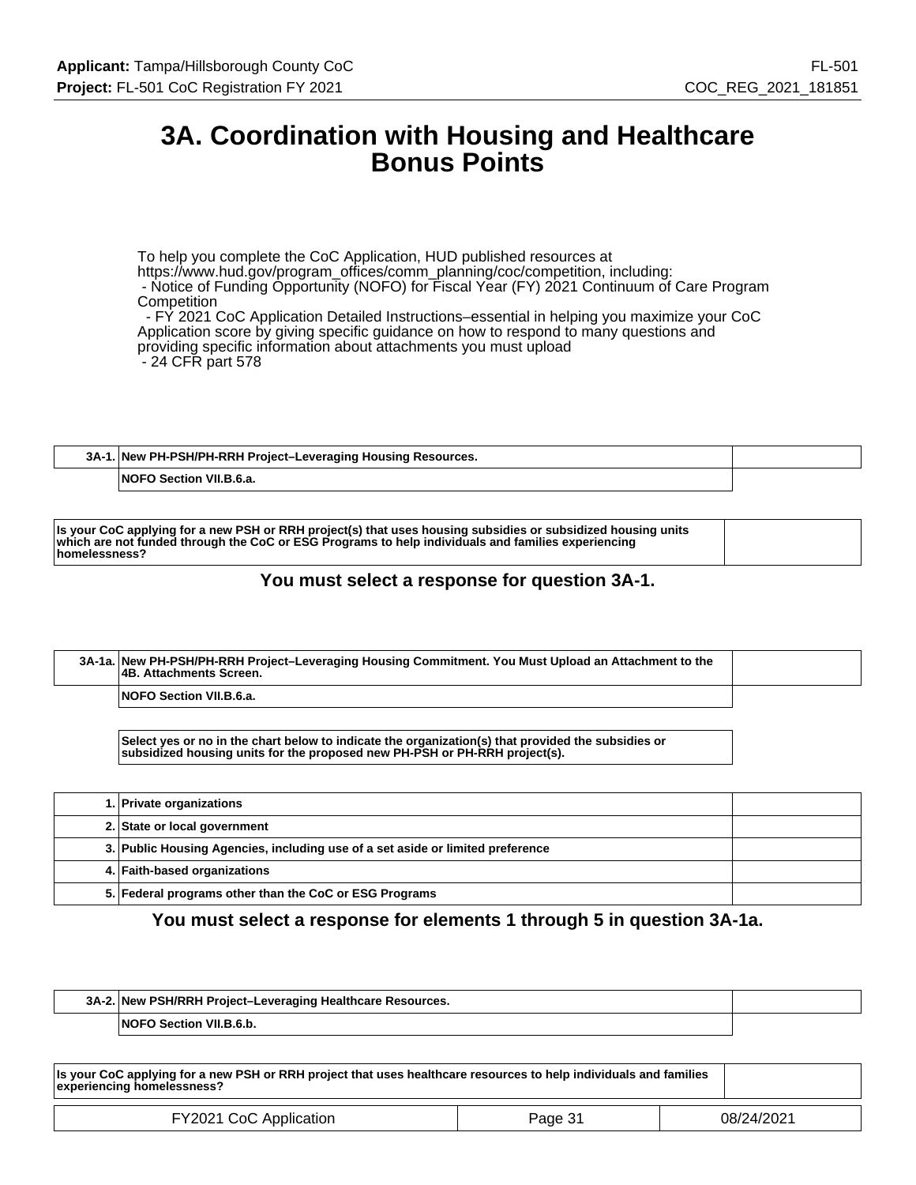# 3A. Coordination with Housing and Healthcare Bonus Points

To help you complete the CoC Application, HUD published resources at https://www.hud.gov/program_offices/comm_planning/coc/competition, including:
- Notice of Funding Opportunity (NOFO) for Fiscal Year (FY) 2021 Continuum of Care Program Competition
- FY 2021 CoC Application Detailed Instructions–essential in helping you maximize your CoC Application score by giving specific guidance on how to respond to many questions and providing specific information about attachments you must upload
- 24 CFR part 578

| 3A-1. | New PH-PSH/PH-RRH Project–Leveraging Housing Resources. | |
|---|---|---|
| | NOFO Section VII.B.6.a. | |

| Is your CoC applying for a new PSH or RRH project(s) that uses housing subsidies or subsidized housing units which are not funded through the CoC or ESG Programs to help individuals and families experiencing homelessness? | |
|---|---|

**You must select a response for question 3A-1.**

| 3A-1a. | New PH-PSH/PH-RRH Project–Leveraging Housing Commitment. You Must Upload an Attachment to the 4B. Attachments Screen. | |
|---|---|---|
| | NOFO Section VII.B.6.a. | |

**Select yes or no in the chart below to indicate the organization(s) that provided the subsidies or subsidized housing units for the proposed new PH-PSH or PH-RRH project(s).**

| | | |
|---|---|---|
| 1. | Private organizations | |
| 2. | State or local government | |
| 3. | Public Housing Agencies, including use of a set aside or limited preference | |
| 4. | Faith-based organizations | |
| 5. | Federal programs other than the CoC or ESG Programs | |

**You must select a response for elements 1 through 5 in question 3A-1a.**

| 3A-2. | New PSH/RRH Project–Leveraging Healthcare Resources. | |
|---|---|---|
| | NOFO Section VII.B.6.b. | |

| Is your CoC applying for a new PSH or RRH project that uses healthcare resources to help individuals and families experiencing homelessness? | |
|---|---|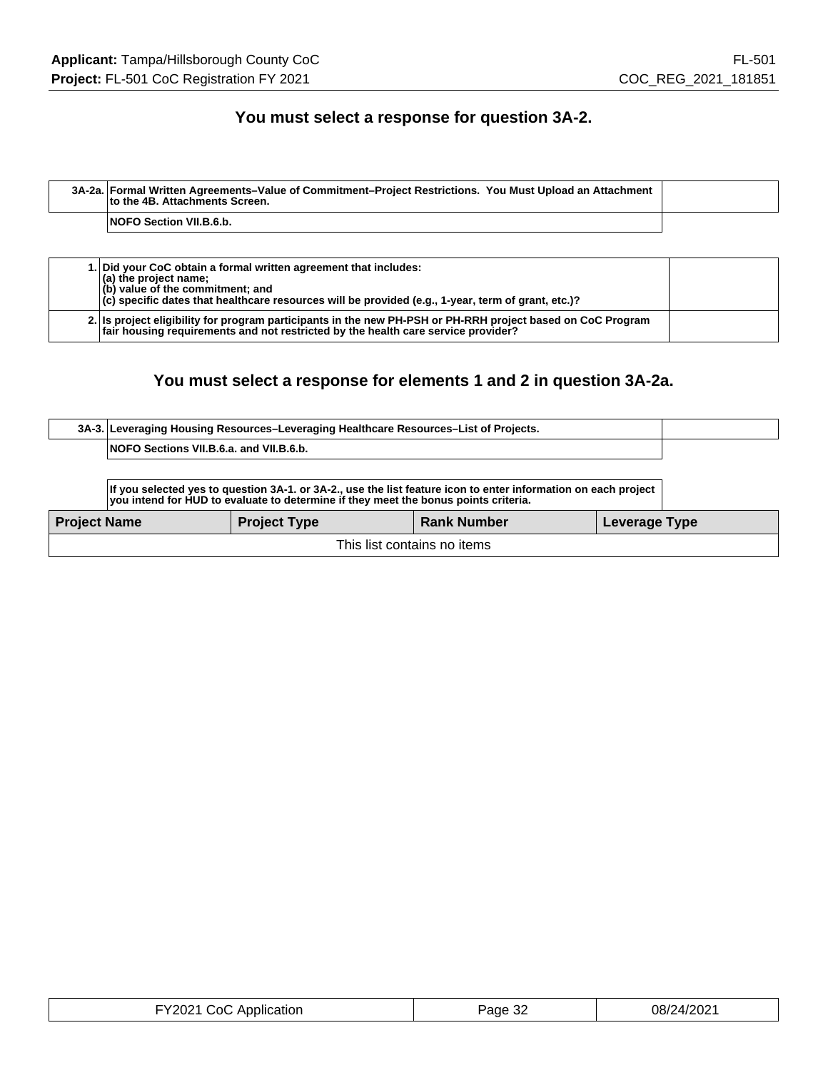**You must select a response for question 3A-2.**

| 3A-2a. | Formal Written Agreements–Value of Commitment–Project Restrictions. You Must Upload an Attachment to the 4B. Attachments Screen. | |
|---|---|---|
| | NOFO Section VII.B.6.b. | |

| | | |
|---|---|---|
| 1. | Did your CoC obtain a formal written agreement that includes:<br>(a) the project name;<br>(b) value of the commitment; and<br>(c) specific dates that healthcare resources will be provided (e.g., 1-year, term of grant, etc.)? | |
| 2. | Is project eligibility for program participants in the new PH-PSH or PH-RRH project based on CoC Program fair housing requirements and not restricted by the health care service provider? | |

**You must select a response for elements 1 and 2 in question 3A-2a.**

| 3A-3. | Leveraging Housing Resources–Leveraging Healthcare Resources–List of Projects. | |
|---|---|---|
| | NOFO Sections VII.B.6.a. and VII.B.6.b. | |

If you selected yes to question 3A-1. or 3A-2., use the list feature icon to enter information on each project you intend for HUD to evaluate to determine if they meet the bonus points criteria.

| Project Name | Project Type | Rank Number | Leverage Type |
|---|---|---|---|
| This list contains no items | | | |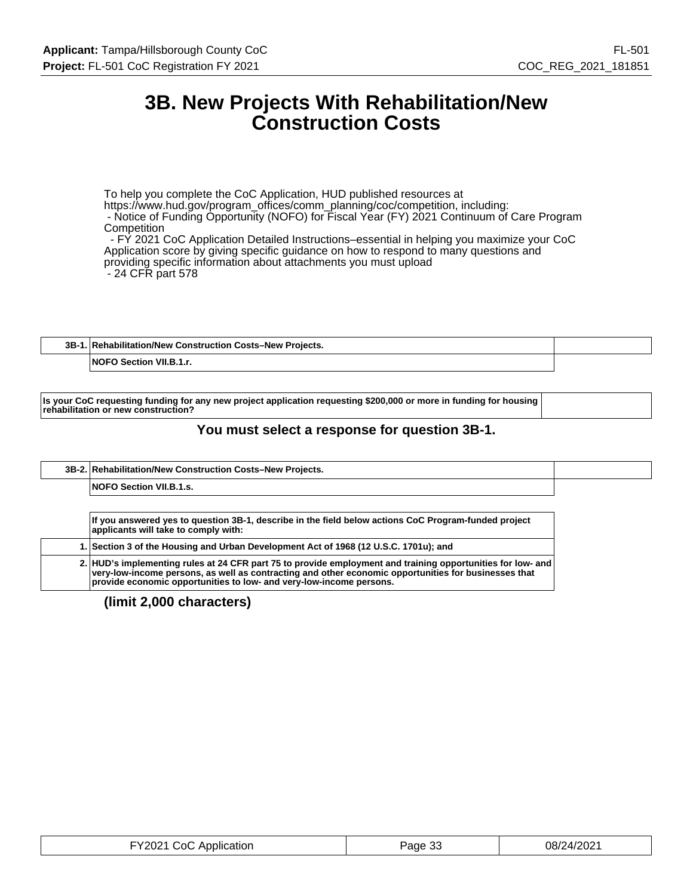# 3B. New Projects With Rehabilitation/New Construction Costs

To help you complete the CoC Application, HUD published resources at https://www.hud.gov/program_offices/comm_planning/coc/competition, including:
- Notice of Funding Opportunity (NOFO) for Fiscal Year (FY) 2021 Continuum of Care Program Competition
- FY 2021 CoC Application Detailed Instructions–essential in helping you maximize your CoC Application score by giving specific guidance on how to respond to many questions and providing specific information about attachments you must upload
- 24 CFR part 578

| 3B-1. | Rehabilitation/New Construction Costs–New Projects. | |
|---|---|---|
| | NOFO Section VII.B.1.r. | |

| Is your CoC requesting funding for any new project application requesting $200,000 or more in funding for housing rehabilitation or new construction? | |
|---|---|

**You must select a response for question 3B-1.**

| 3B-2. | Rehabilitation/New Construction Costs–New Projects. | |
|---|---|---|
| | NOFO Section VII.B.1.s. | |

| | If you answered yes to question 3B-1, describe in the field below actions CoC Program-funded project applicants will take to comply with: |
|---|---|
| 1. | Section 3 of the Housing and Urban Development Act of 1968 (12 U.S.C. 1701u); and |
| 2. | HUD's implementing rules at 24 CFR part 75 to provide employment and training opportunities for low- and very-low-income persons, as well as contracting and other economic opportunities for businesses that provide economic opportunities to low- and very-low-income persons. |

**(limit 2,000 characters)**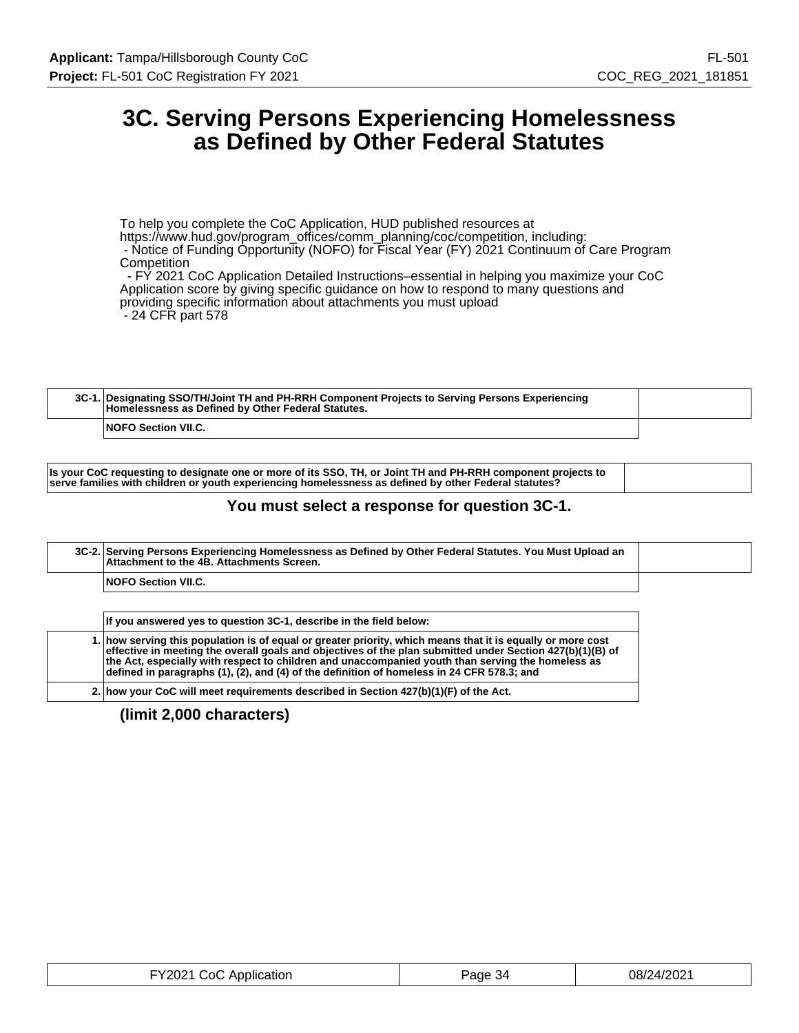# 3C. Serving Persons Experiencing Homelessness as Defined by Other Federal Statutes

To help you complete the CoC Application, HUD published resources at https://www.hud.gov/program_offices/comm_planning/coc/competition, including:
 - Notice of Funding Opportunity (NOFO) for Fiscal Year (FY) 2021 Continuum of Care Program Competition
 - FY 2021 CoC Application Detailed Instructions–essential in helping you maximize your CoC Application score by giving specific guidance on how to respond to many questions and providing specific information about attachments you must upload
 - 24 CFR part 578

| 3C-1. | Designating SSO/TH/Joint TH and PH-RRH Component Projects to Serving Persons Experiencing Homelessness as Defined by Other Federal Statutes. |
|---|---|
| | NOFO Section VII.C. |

| Is your CoC requesting to designate one or more of its SSO, TH, or Joint TH and PH-RRH component projects to serve families with children or youth experiencing homelessness as defined by other Federal statutes? | |
|---|---|

**You must select a response for question 3C-1.**

| 3C-2. | Serving Persons Experiencing Homelessness as Defined by Other Federal Statutes. You Must Upload an Attachment to the 4B. Attachments Screen. |
|---|---|
| | NOFO Section VII.C. |

| | If you answered yes to question 3C-1, describe in the field below: |
|---|---|
| 1. | how serving this population is of equal or greater priority, which means that it is equally or more cost effective in meeting the overall goals and objectives of the plan submitted under Section 427(b)(1)(B) of the Act, especially with respect to children and unaccompanied youth than serving the homeless as defined in paragraphs (1), (2), and (4) of the definition of homeless in 24 CFR 578.3; and |
| 2. | how your CoC will meet requirements described in Section 427(b)(1)(F) of the Act. |

**(limit 2,000 characters)**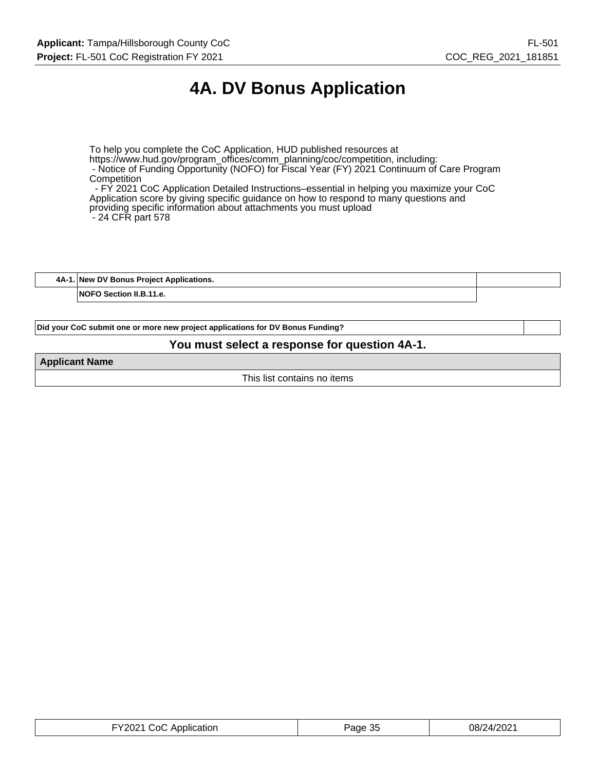# 4A. DV Bonus Application

To help you complete the CoC Application, HUD published resources at https://www.hud.gov/program_offices/comm_planning/coc/competition, including:
 - Notice of Funding Opportunity (NOFO) for Fiscal Year (FY) 2021 Continuum of Care Program Competition
 - FY 2021 CoC Application Detailed Instructions–essential in helping you maximize your CoC Application score by giving specific guidance on how to respond to many questions and providing specific information about attachments you must upload
 - 24 CFR part 578

| 4A-1. | New DV Bonus Project Applications. | |
|---|---|---|
| | NOFO Section II.B.11.e. | |

| Did your CoC submit one or more new project applications for DV Bonus Funding? | |
|---|---|

**You must select a response for question 4A-1.**

| Applicant Name |
|---|
| This list contains no items |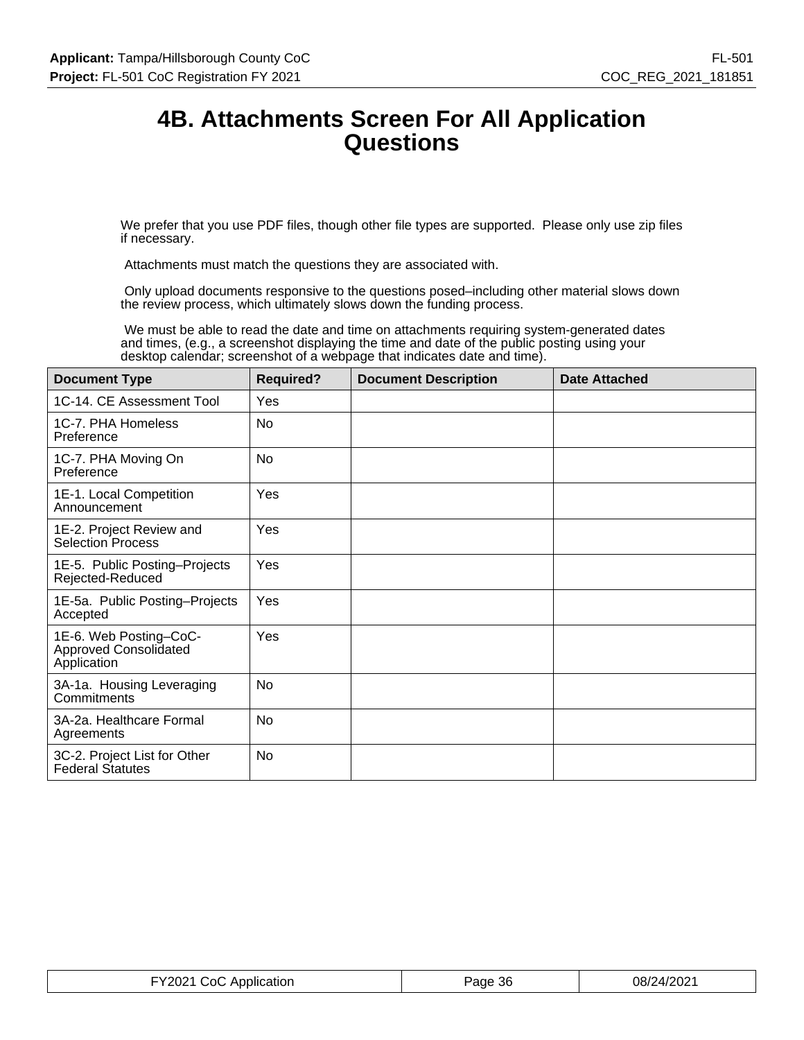# 4B. Attachments Screen For All Application Questions

We prefer that you use PDF files, though other file types are supported. Please only use zip files if necessary.

Attachments must match the questions they are associated with.

Only upload documents responsive to the questions posed–including other material slows down the review process, which ultimately slows down the funding process.

We must be able to read the date and time on attachments requiring system-generated dates and times, (e.g., a screenshot displaying the time and date of the public posting using your desktop calendar; screenshot of a webpage that indicates date and time).

| Document Type | Required? | Document Description | Date Attached |
|---|---|---|---|
| 1C-14. CE Assessment Tool | Yes | | |
| 1C-7. PHA Homeless Preference | No | | |
| 1C-7. PHA Moving On Preference | No | | |
| 1E-1. Local Competition Announcement | Yes | | |
| 1E-2. Project Review and Selection Process | Yes | | |
| 1E-5. Public Posting–Projects Rejected-Reduced | Yes | | |
| 1E-5a. Public Posting–Projects Accepted | Yes | | |
| 1E-6. Web Posting–CoC-Approved Consolidated Application | Yes | | |
| 3A-1a. Housing Leveraging Commitments | No | | |
| 3A-2a. Healthcare Formal Agreements | No | | |
| 3C-2. Project List for Other Federal Statutes | No | | |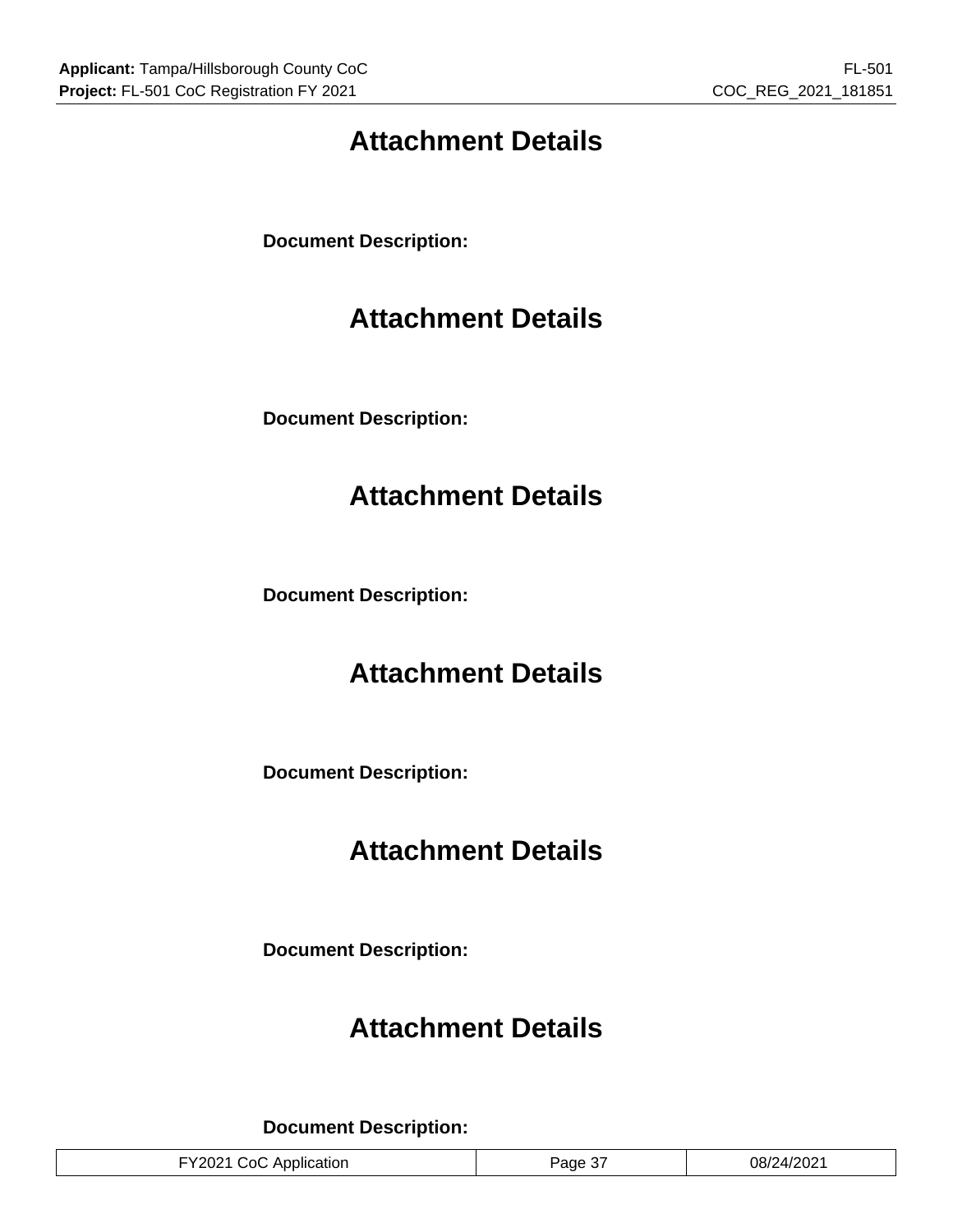# Attachment Details

**Document Description:**

# Attachment Details

**Document Description:**

# Attachment Details

**Document Description:**

# Attachment Details

**Document Description:**

# Attachment Details

**Document Description:**

# Attachment Details

**Document Description:**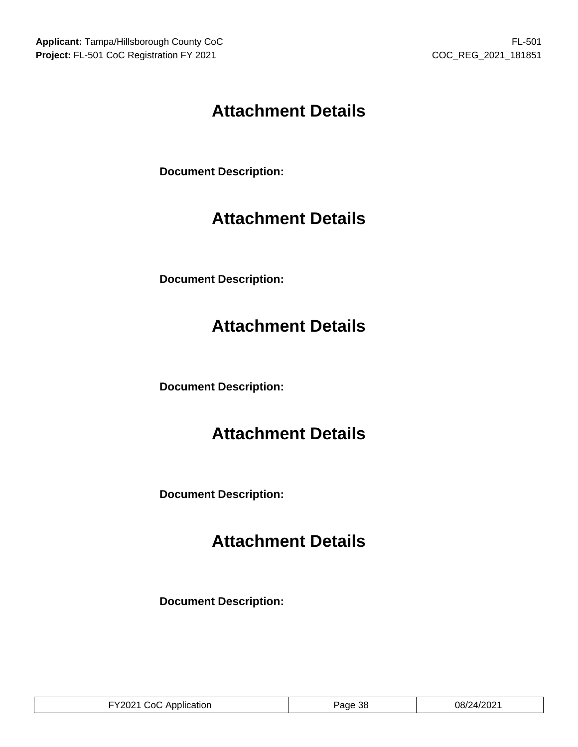# Attachment Details

**Document Description:**

# Attachment Details

**Document Description:**

# Attachment Details

**Document Description:**

# Attachment Details

**Document Description:**

# Attachment Details

**Document Description:**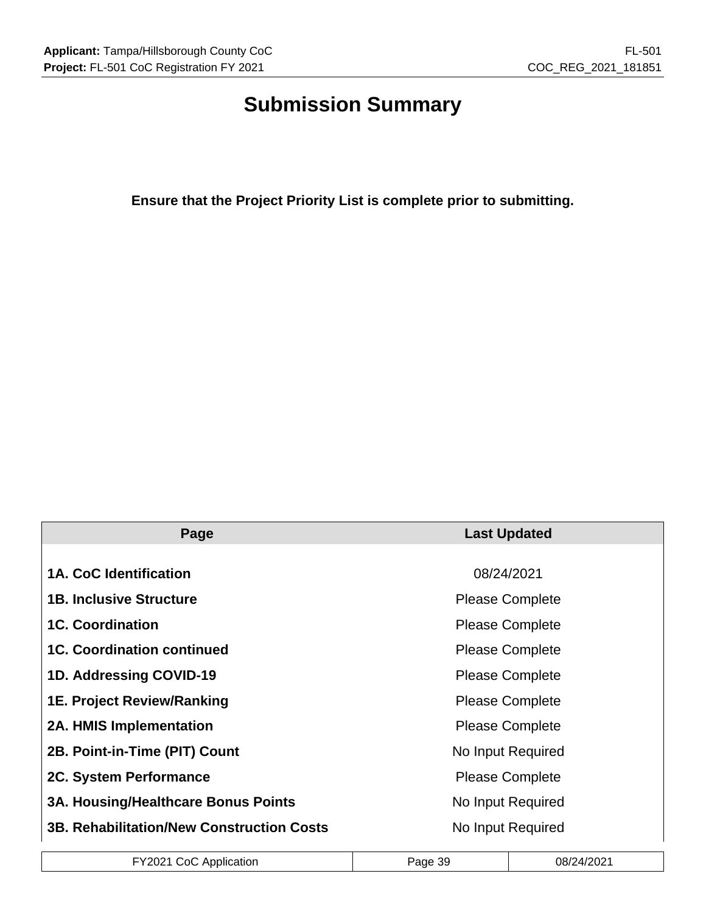# Submission Summary

**Ensure that the Project Priority List is complete prior to submitting.**

| Page | Last Updated |
|---|---|
| **1A. CoC Identification** | 08/24/2021 |
| **1B. Inclusive Structure** | Please Complete |
| **1C. Coordination** | Please Complete |
| **1C. Coordination continued** | Please Complete |
| **1D. Addressing COVID-19** | Please Complete |
| **1E. Project Review/Ranking** | Please Complete |
| **2A. HMIS Implementation** | Please Complete |
| **2B. Point-in-Time (PIT) Count** | No Input Required |
| **2C. System Performance** | Please Complete |
| **3A. Housing/Healthcare Bonus Points** | No Input Required |
| **3B. Rehabilitation/New Construction Costs** | No Input Required |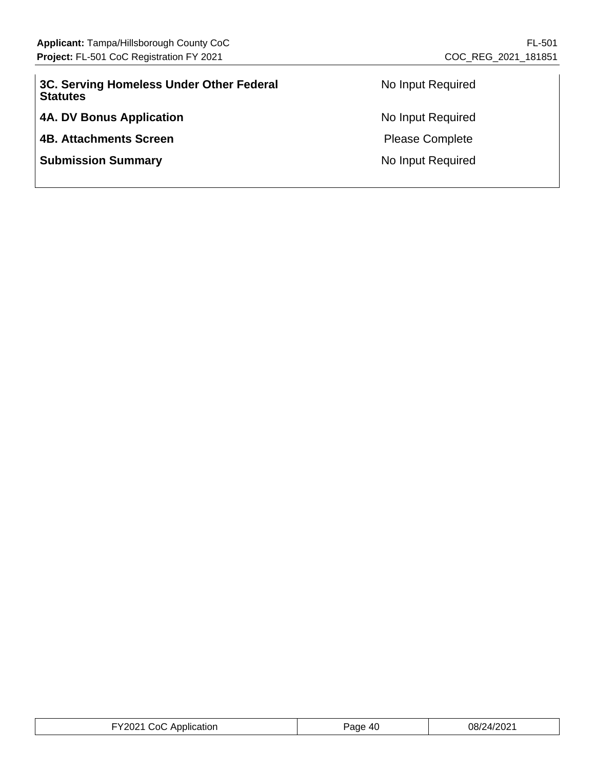| | |
|---|---|
| **3C. Serving Homeless Under Other Federal Statutes** | No Input Required |
| **4A. DV Bonus Application** | No Input Required |
| **4B. Attachments Screen** | Please Complete |
| **Submission Summary** | No Input Required |